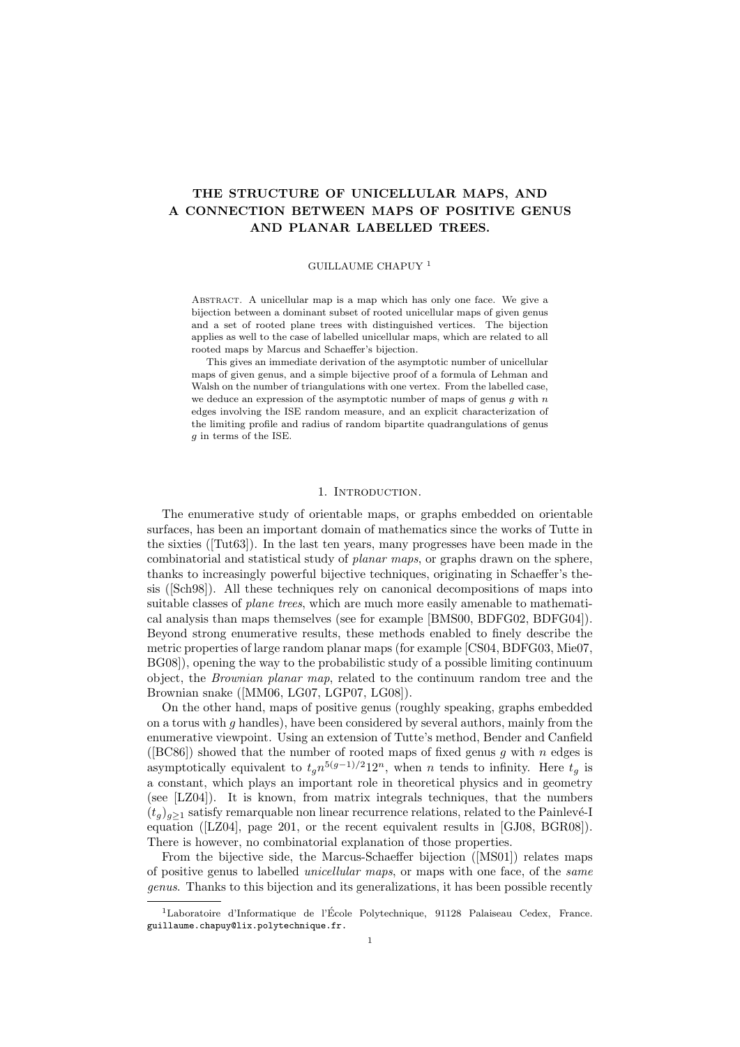# THE STRUCTURE OF UNICELLULAR MAPS, AND A CONNECTION BETWEEN MAPS OF POSITIVE GENUS AND PLANAR LABELLED TREES.

GUILLAUME CHAPUY [1]

ABSTRACT. A unicellular map is a map which has only one face. We give a bijection between a dominant subset of rooted unicellular maps of given genus and a set of rooted plane trees with distinguished vertices. The bijection applies as well to the case of labelled unicellular maps, which are related to all rooted maps by Marcus and Schaeffer's bijection.

This gives an immediate derivation of the asymptotic number of unicellular maps of given genus, and a simple bijective proof of a formula of Lehman and Walsh on the number of triangulations with one vertex. From the labelled case, we deduce an expression of the asymptotic number of maps of genus $g$ with $n$ edges involving the ISE random measure, and an explicit characterization of the limiting profile and radius of random bipartite quadrangulations of genus $g$ in terms of the ISE.

## 1. Introduction.

The enumerative study of orientable maps, or graphs embedded on orientable surfaces, has been an important domain of mathematics since the works of Tutte in the sixties ([Tut63]). In the last ten years, many progresses have been made in the combinatorial and statistical study of *planar maps*, or graphs drawn on the sphere, thanks to increasingly powerful bijective techniques, originating in Schaeffer's thesis ([Sch98]). All these techniques rely on canonical decompositions of maps into suitable classes of *plane trees*, which are much more easily amenable to mathematical analysis than maps themseves (see for example [BMS00, BDFG02, BDFG04]). Beyond strong enumerative results, these methods enabled to finely describe the metric properties of large random planar maps (for example [CS04, BDFG03, Mie07, BG08]), opening the way to the probabilistic study of a possible limiting continuum object, the *Brownian planar map*, related to the continuum random tree and the Brownian snake ([MM06, LG07, LGP07, LG08]).

On the other hand, maps of positive genus (roughly speaking, graphs embedded on a torus with $g$ handles), have been considered by several authors, mainly from the enumerative viewpoint. Using an extension of Tutte's method, Bender and Canfield ([BC86]) showed that the number of rooted maps of fixed genus $g$ with $n$ edges is asymptotically equivalent to $t_g n^{5(g-1)/2} 12^n$, when $n$ tends to infinity. Here $t_g$ is a constant, which plays an important role in theoretical physics and in geometry (see [LZ04]). It is known, from matrix integrals techniques, that the numbers $(t_g)_{g\geq 1}$ satisfy remarquable non linear recurrence relations, related to the Painlevé-I equation ([LZ04], page 201, or the recent equivalent results in [GJ08, BGR08]). There is however, no combinatorial explanation of those properties.

From the bijective side, the Marcus-Schaeffer bijection ([MS01]) relates maps of positive genus to labelled *unicellular maps*, or maps with one face, of the *same genus*. Thanks to this bijection and its generalizations, it has been possible recently

[1] Laboratoire d'Informatique de l'École Polytechnique, 91128 Palaiseau Cedex, France. guillaume.chapuy@lix.polytechnique.fr.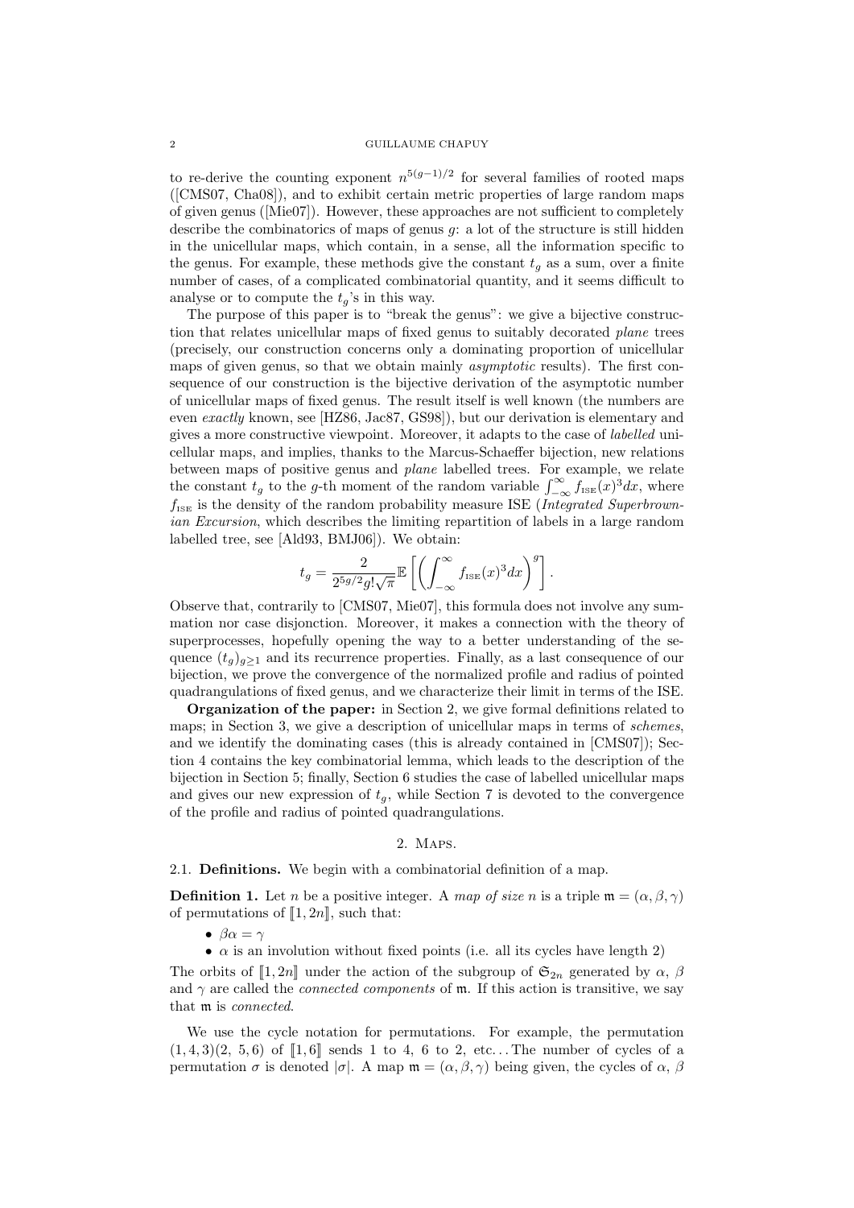to re-derive the counting exponent $n^{5(g-1)/2}$ for several families of rooted maps ([CMS07, Cha08]), and to exhibit certain metric properties of large random maps of given genus ([Mie07]). However, these approaches are not sufficient to completely describe the combinatorics of maps of genus $g$: a lot of the structure is still hidden in the unicellular maps, which contain, in a sense, all the information specific to the genus. For example, these methods give the constant $t_g$ as a sum, over a finite number of cases, of a complicated combinatorial quantity, and it seems difficult to analyse or to compute the $t_g$'s in this way.

The purpose of this paper is to "break the genus": we give a bijective construction that relates unicellular maps of fixed genus to suitably decorated *plane* trees (precisely, our construction concerns only a dominating proportion of unicellular maps of given genus, so that we obtain mainly *asymptotic* results). The first consequence of our construction is the bijective derivation of the asymptotic number of unicellular maps of fixed genus. The result itself is well known (the numbers are even *exactly* known, see [HZ86, Jac87, GS98]), but our derivation is elementary and gives a more constructive viewpoint. Moreover, it adapts to the case of *labelled* unicellular maps, and implies, thanks to the Marcus-Schaeffer bijection, new relations between maps of positive genus and *plane* labelled trees. For example, we relate the constant $t_g$ to the $g$-th moment of the random variable $\int_{-\infty}^{\infty} f_{\text{ISE}}(x)^3 dx$, where $f_{\text{ISE}}$ is the density of the random probability measure ISE (*Integrated Superbrownian Excursion*, which describes the limiting repartition of labels in a large random labelled tree, see [Ald93, BMJ06]). We obtain:

$$t_g = \frac{2}{2^{5g/2} g! \sqrt{\pi}} \mathbb{E}\left[\left(\int_{-\infty}^{\infty} f_{\text{ISE}}(x)^3 dx\right)^g\right].$$

Observe that, contrarily to [CMS07, Mie07], this formula does not involve any summation nor case disjonction. Moreover, it makes a connection with the theory of superprocesses, hopefully opening the way to a better understanding of the sequence $(t_g)_{g\geq 1}$ and its recurrence properties. Finally, as a last consequence of our bijection, we prove the convergence of the normalized profile and radius of pointed quadrangulations of fixed genus, and we characterize their limit in terms of the ISE.

**Organization of the paper:** in Section 2, we give formal definitions related to maps; in Section 3, we give a description of unicellular maps in terms of *schemes*, and we identify the dominating cases (this is already contained in [CMS07]); Section 4 contains the key combinatorial lemma, which leads to the description of the bijection in Section 5; finally, Section 6 studies the case of labelled unicellular maps and gives our new expression of $t_g$, while Section 7 is devoted to the convergence of the profile and radius of pointed quadrangulations.

## 2. Maps.

### 2.1. Definitions.

We begin with a combinatorial definition of a map.

**Definition 1.** Let $n$ be a positive integer. A *map of size* $n$ is a triple $\mathfrak{m} = (\alpha, \beta, \gamma)$ of permutations of $[\![1, 2n]\!]$, such that:

- $\beta\alpha = \gamma$
- $\alpha$ is an involution without fixed points (i.e. all its cycles have length 2)

The orbits of $[\![1, 2n]\!]$ under the action of the subgroup of $\mathfrak{S}_{2n}$ generated by $\alpha$, $\beta$ and $\gamma$ are called the *connected components* of $\mathfrak{m}$. If this action is transitive, we say that $\mathfrak{m}$ is *connected*.

We use the cycle notation for permutations. For example, the permutation $(1, 4, 3)(2, 5, 6)$ of $[\![1, 6]\!]$ sends 1 to 4, 6 to 2, etc… The number of cycles of a permutation $\sigma$ is denoted $|\sigma|$. A map $\mathfrak{m} = (\alpha, \beta, \gamma)$ being given, the cycles of $\alpha$, $\beta$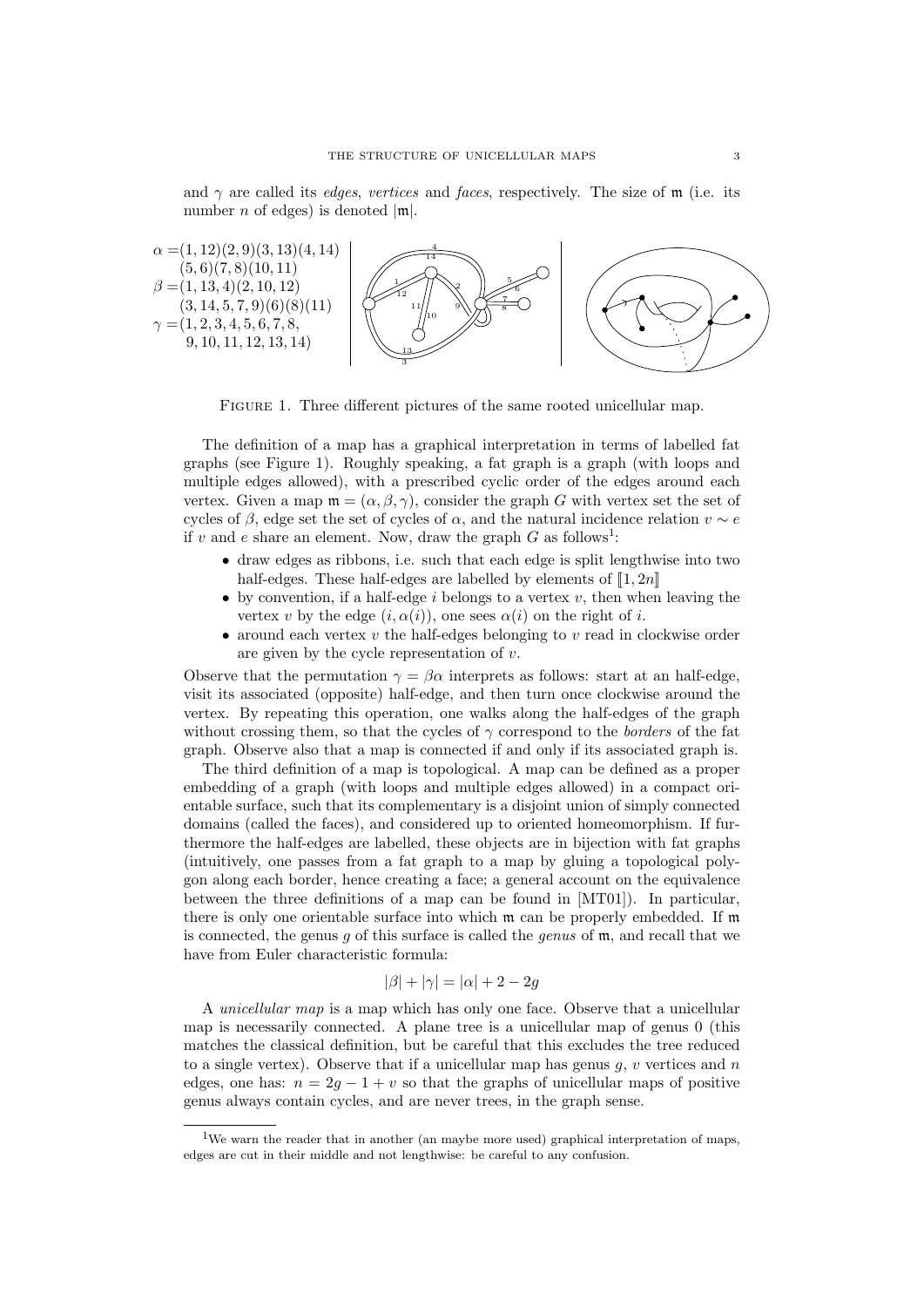and $\gamma$ are called its *edges*, *vertices* and *faces*, respectively. The size of $\mathfrak{m}$ (i.e. its number $n$ of edges) is denoted $|\mathfrak{m}|$.

$$\alpha = (1,12)(2,9)(3,13)(4,14)(5,6)(7,8)(10,11)$$
$$\beta = (1,13,4)(2,10,12)(3,14,5,7,9)(6)(8)(11)$$
$$\gamma = (1,2,3,4,5,6,7,8,9,10,11,12,13,14)$$

FIGURE 1. Three different pictures of the same rooted unicellular map.

The definition of a map has a graphical interpretation in terms of labelled fat graphs (see Figure 1). Roughly speaking, a fat graph is a graph (with loops and multiple edges allowed), with a prescribed cyclic order of the edges around each vertex. Given a map $\mathfrak{m} = (\alpha, \beta, \gamma)$, consider the graph $G$ with vertex set the set of cycles of $\beta$, edge set the set of cycles of $\alpha$, and the natural incidence relation $v \sim e$ if $v$ and $e$ share an element. Now, draw the graph $G$ as follows[1]:

- draw edges as ribbons, i.e. such that each edge is split lengthwise into two half-edges. These half-edges are labelled by elements of $[\![1, 2n]\!]$
- by convention, if a half-edge $i$ belongs to a vertex $v$, then when leaving the vertex $v$ by the edge $(i, \alpha(i))$, one sees $\alpha(i)$ on the right of $i$.
- around each vertex $v$ the half-edges belonging to $v$ read in clockwise order are given by the cycle representation of $v$.

Observe that the permutation $\gamma = \beta\alpha$ interprets as follows: start at an half-edge, visit its associated (opposite) half-edge, and then turn once clockwise around the vertex. By repeating this operation, one walks along the half-edges of the graph without crossing them, so that the cycles of $\gamma$ correspond to the *borders* of the fat graph. Observe also that a map is connected if and only if its associated graph is.

The third definition of a map is topological. A map can be defined as a proper embedding of a graph (with loops and multiple edges allowed) in a compact orientable surface, such that its complementary is a disjoint union of simply connected domains (called the faces), and considered up to oriented homeomorphism. If furthermore the half-edges are labelled, these objects are in bijection with fat graphs (intuitively, one passes from a fat graph to a map by gluing a topological polygon along each border, hence creating a face; a general account on the equivalence between the three definitions of a map can be found in [MT01]). In particular, there is only one orientable surface into which $\mathfrak{m}$ can be properly embedded. If $\mathfrak{m}$ is connected, the genus $g$ of this surface is called the *genus* of $\mathfrak{m}$, and recall that we have from Euler characteristic formula:

$$|\beta| + |\gamma| = |\alpha| + 2 - 2g$$

A *unicellular map* is a map which has only one face. Observe that a unicellular map is necessarily connected. A plane tree is a unicellular map of genus 0 (this matches the classical definition, but be careful that this excludes the tree reduced to a single vertex). Observe that if a unicellular map has genus $g$, $v$ vertices and $n$ edges, one has: $n = 2g - 1 + v$ so that the graphs of unicellular maps of positive genus always contain cycles, and are never trees, in the graph sense.

[1]We warn the reader that in another (an maybe more used) graphical interpretation of maps, edges are cut in their middle and not lengthwise: be careful to any confusion.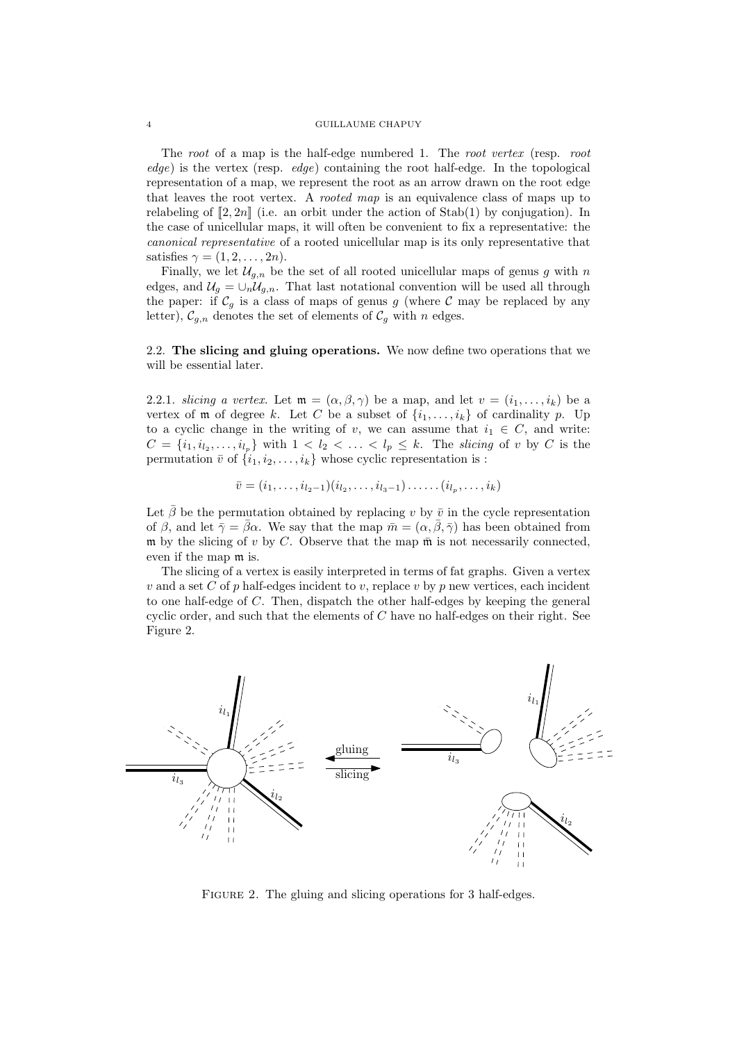The *root* of a map is the half-edge numbered 1. The *root vertex* (resp. *root edge*) is the vertex (resp. *edge*) containing the root half-edge. In the topological representation of a map, we represent the root as an arrow drawn on the root edge that leaves the root vertex. A *rooted map* is an equivalence class of maps up to relabeling of $[\![2, 2n]\!]$ (i.e. an orbit under the action of Stab(1) by conjugation). In the case of unicellular maps, it will often be convenient to fix a representative: the *canonical representative* of a rooted unicellular map is its only representative that satisfies $\gamma = (1, 2, \ldots, 2n)$.

Finally, we let $\mathcal{U}_{g,n}$ be the set of all rooted unicellular maps of genus $g$ with $n$ edges, and $\mathcal{U}_g = \cup_n \mathcal{U}_{g,n}$. That last notational convention will be used all through the paper: if $\mathcal{C}_g$ is a class of maps of genus $g$ (where $\mathcal{C}$ may be replaced by any letter), $\mathcal{C}_{g,n}$ denotes the set of elements of $\mathcal{C}_g$ with $n$ edges.

## 2.2. The slicing and gluing operations.

We now define two operations that we will be essential later.

### 2.2.1. *slicing a vertex.*

Let $\mathfrak{m} = (\alpha, \beta, \gamma)$ be a map, and let $v = (i_1, \ldots, i_k)$ be a vertex of $\mathfrak{m}$ of degree $k$. Let $C$ be a subset of $\{i_1, \ldots, i_k\}$ of cardinality $p$. Up to a cyclic change in the writing of $v$, we can assume that $i_1 \in C$, and write: $C = \{i_1, i_{l_2}, \ldots, i_{l_p}\}$ with $1 < l_2 < \ldots < l_p \leq k$. The *slicing* of $v$ by $C$ is the permutation $\bar{v}$ of $\{i_1, i_2, \ldots, i_k\}$ whose cyclic representation is :

$$\bar{v} = (i_1, \ldots, i_{l_2-1})(i_{l_2}, \ldots, i_{l_3-1}) \ldots \ldots (i_{l_p}, \ldots, i_k)$$

Let $\bar{\beta}$ be the permutation obtained by replacing $v$ by $\bar{v}$ in the cycle representation of $\beta$, and let $\bar{\gamma} = \bar{\beta}\alpha$. We say that the map $\bar{m} = (\alpha, \bar{\beta}, \bar{\gamma})$ has been obtained from $\mathfrak{m}$ by the slicing of $v$ by $C$. Observe that the map $\bar{\mathfrak{m}}$ is not necessarily connected, even if the map $\mathfrak{m}$ is.

The slicing of a vertex is easily interpreted in terms of fat graphs. Given a vertex $v$ and a set $C$ of $p$ half-edges incident to $v$, replace $v$ by $p$ new vertices, each incident to one half-edge of $C$. Then, dispatch the other half-edges by keeping the general cyclic order, and such that the elements of $C$ have no half-edges on their right. See Figure 2.

$i_{l_1}$
$i_{l_3}$
$i_{l_2}$
gluing
slicing
$i_{l_1}$
$i_{l_3}$
$i_{l_2}$

FIGURE 2. The gluing and slicing operations for 3 half-edges.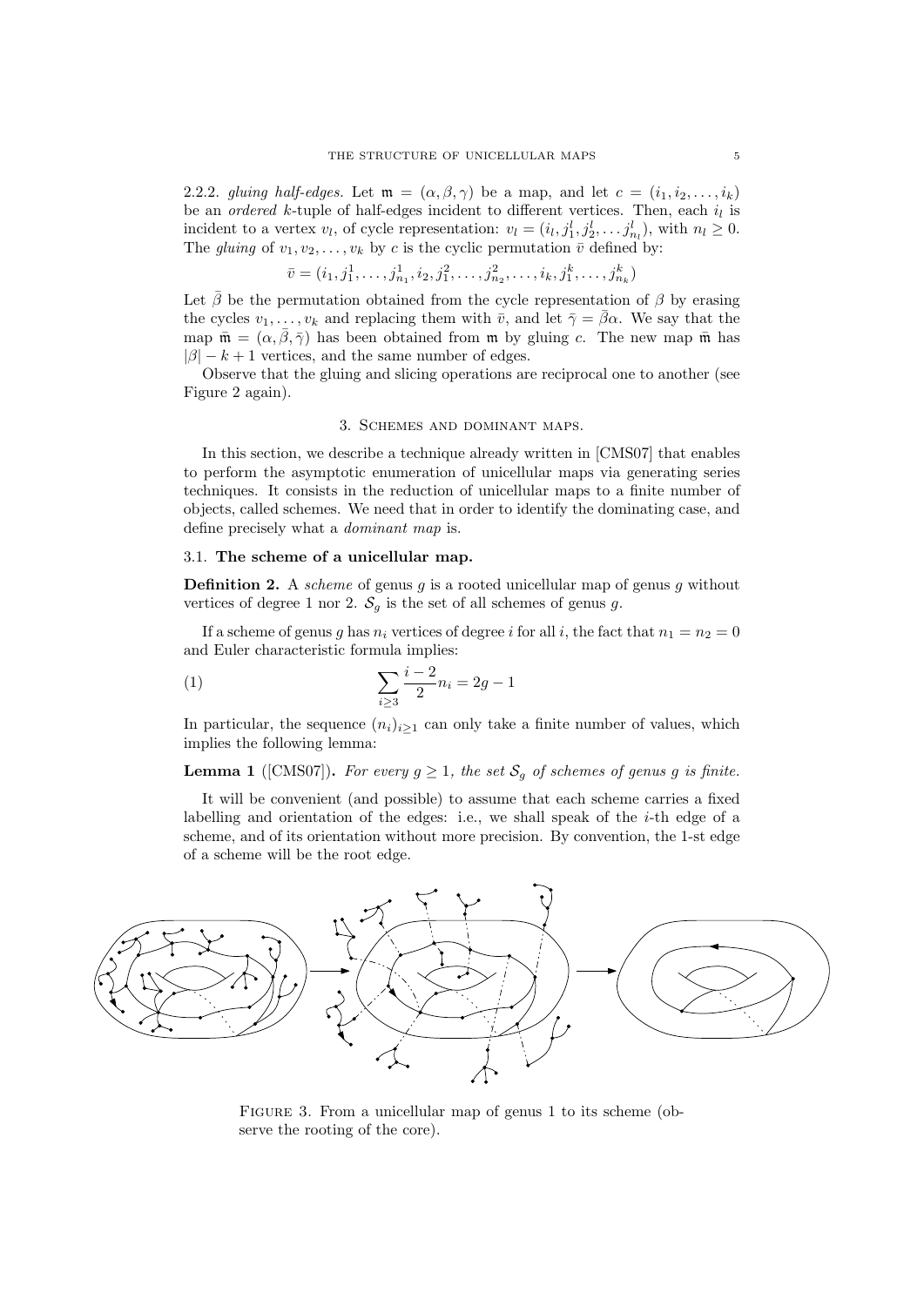2.2.2. *gluing half-edges.* Let $\mathfrak{m} = (\alpha, \beta, \gamma)$ be a map, and let $c = (i_1, i_2, \ldots, i_k)$ be an *ordered* $k$-tuple of half-edges incident to different vertices. Then, each $i_l$ is incident to a vertex $v_l$, of cycle representation: $v_l = (i_l, j^l_1, j^l_2, \ldots j^l_{n_l})$, with $n_l \geq 0$. The *gluing* of $v_1, v_2, \ldots, v_k$ by $c$ is the cyclic permutation $\bar{v}$ defined by:

$$\bar{v} = (i_1, j^1_1, \ldots, j^1_{n_1}, i_2, j^2_1, \ldots, j^2_{n_2}, \ldots, i_k, j^k_1, \ldots, j^k_{n_k})$$

Let $\bar{\beta}$ be the permutation obtained from the cycle representation of $\beta$ by erasing the cycles $v_1, \ldots, v_k$ and replacing them with $\bar{v}$, and let $\bar{\gamma} = \bar{\beta}\alpha$. We say that the map $\bar{\mathfrak{m}} = (\alpha, \bar{\beta}, \bar{\gamma})$ has been obtained from $\mathfrak{m}$ by gluing $c$. The new map $\bar{\mathfrak{m}}$ has $|\beta| - k + 1$ vertices, and the same number of edges.

Observe that the gluing and slicing operations are reciprocal one to another (see Figure 2 again).

## 3. Schemes and dominant maps.

In this section, we describe a technique already written in [CMS07] that enables to perform the asymptotic enumeration of unicellular maps via generating series techniques. It consists in the reduction of unicellular maps to a finite number of objects, called schemes. We need that in order to identify the dominating case, and define precisely what a *dominant map* is.

### 3.1. The scheme of a unicellular map.

**Definition 2.** A *scheme* of genus $g$ is a rooted unicellular map of genus $g$ without vertices of degree 1 nor 2. $\mathcal{S}_g$ is the set of all schemes of genus $g$.

If a scheme of genus $g$ has $n_i$ vertices of degree $i$ for all $i$, the fact that $n_1 = n_2 = 0$ and Euler characteristic formula implies:

$$\sum_{i \geq 3} \frac{i-2}{2} n_i = 2g - 1 \tag{1}$$

In particular, the sequence $(n_i)_{i \geq 1}$ can only take a finite number of values, which implies the following lemma:

**Lemma 1** ([CMS07]). *For every $g \geq 1$, the set $\mathcal{S}_g$ of schemes of genus $g$ is finite.*

It will be convenient (and possible) to assume that each scheme carries a fixed labelling and orientation of the edges: i.e., we shall speak of the $i$-th edge of a scheme, and of its orientation without more precision. By convention, the 1-st edge of a scheme will be the root edge.

Figure 3. From a unicellular map of genus 1 to its scheme (observe the rooting of the core).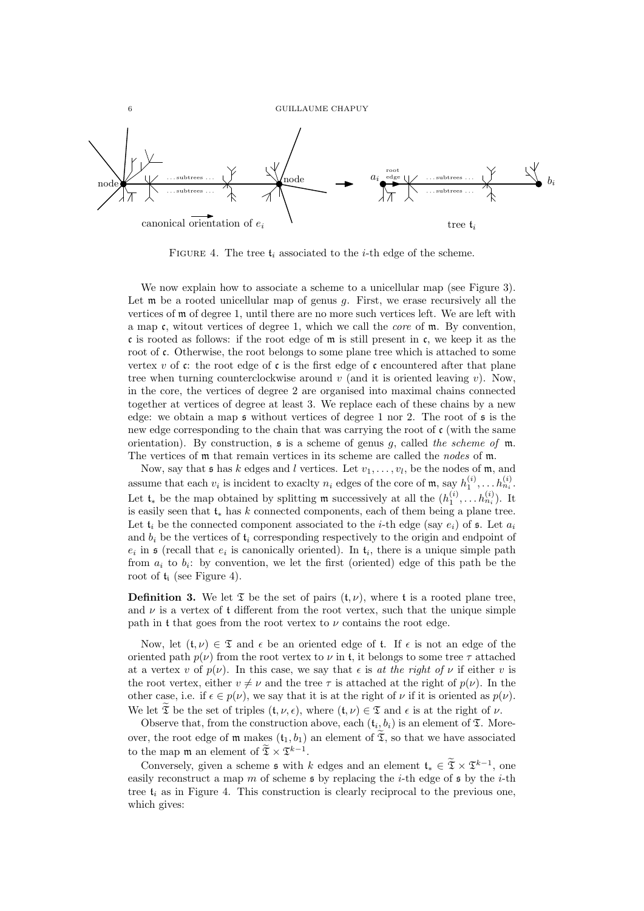node ... subtrees ... ... subtrees ... node

canonical orientation of $e_i$

$a_i$ root edge ... subtrees ... ... subtrees ... $b_i$

tree $\mathfrak{t}_i$

FIGURE 4. The tree $\mathfrak{t}_i$ associated to the $i$-th edge of the scheme.

We now explain how to associate a scheme to a unicellular map (see Figure 3). Let $\mathfrak{m}$ be a rooted unicellular map of genus $g$. First, we erase recursively all the vertices of $\mathfrak{m}$ of degree 1, until there are no more such vertices left. We are left with a map $\mathfrak{c}$, witout vertices of degree 1, which we call the *core* of $\mathfrak{m}$. By convention, $\mathfrak{c}$ is rooted as follows: if the root edge of $\mathfrak{m}$ is still present in $\mathfrak{c}$, we keep it as the root of $\mathfrak{c}$. Otherwise, the root belongs to some plane tree which is attached to some vertex $v$ of $\mathfrak{c}$: the root edge of $\mathfrak{c}$ is the first edge of $\mathfrak{c}$ encountered after that plane tree when turning counterclockwise around $v$ (and it is oriented leaving $v$). Now, in the core, the vertices of degree 2 are organised into maximal chains connected together at vertices of degree at least 3. We replace each of these chains by a new edge: we obtain a map $\mathfrak{s}$ without vertices of degree 1 nor 2. The root of $\mathfrak{s}$ is the new edge corresponding to the chain that was carrying the root of $\mathfrak{c}$ (with the same orientation). By construction, $\mathfrak{s}$ is a scheme of genus $g$, called *the scheme of* $\mathfrak{m}$. The vertices of $\mathfrak{m}$ that remain vertices in its scheme are called the *nodes* of $\mathfrak{m}$.

Now, say that $\mathfrak{s}$ has $k$ edges and $l$ vertices. Let $v_1, \ldots, v_l$, be the nodes of $\mathfrak{m}$, and assume that each $v_i$ is incident to exaclty $n_i$ edges of the core of $\mathfrak{m}$, say $h_1^{(i)}, \ldots h_{n_i}^{(i)}$. Let $\mathfrak{t}_*$ be the map obtained by splitting $\mathfrak{m}$ successively at all the $(h_1^{(i)}, \ldots h_{n_i}^{(i)})$. It is easily seen that $\mathfrak{t}_*$ has $k$ connected components, each of them being a plane tree. Let $\mathfrak{t}_i$ be the connected component associated to the $i$-th edge (say $e_i$) of $\mathfrak{s}$. Let $a_i$ and $b_i$ be the vertices of $\mathfrak{t}_i$ corresponding respectively to the origin and endpoint of $e_i$ in $\mathfrak{s}$ (recall that $e_i$ is canonically oriented). In $\mathfrak{t}_i$, there is a unique simple path from $a_i$ to $b_i$: by convention, we let the first (oriented) edge of this path be the root of $\mathfrak{t}_i$ (see Figure 4).

**Definition 3.** We let $\mathfrak{T}$ be the set of pairs $(\mathfrak{t}, \nu)$, where $\mathfrak{t}$ is a rooted plane tree, and $\nu$ is a vertex of $\mathfrak{t}$ different from the root vertex, such that the unique simple path in $\mathfrak{t}$ that goes from the root vertex to $\nu$ contains the root edge.

Now, let $(\mathfrak{t}, \nu) \in \mathfrak{T}$ and $\epsilon$ be an oriented edge of $\mathfrak{t}$. If $\epsilon$ is not an edge of the oriented path $p(\nu)$ from the root vertex to $\nu$ in $\mathfrak{t}$, it belongs to some tree $\tau$ attached at a vertex $v$ of $p(\nu)$. In this case, we say that $\epsilon$ is *at the right of* $\nu$ if either $v$ is the root vertex, either $v \neq \nu$ and the tree $\tau$ is attached at the right of $p(\nu)$. In the other case, i.e. if $\epsilon \in p(\nu)$, we say that it is at the right of $\nu$ if it is oriented as $p(\nu)$. We let $\widetilde{\mathfrak{T}}$ be the set of triples $(\mathfrak{t}, \nu, \epsilon)$, where $(\mathfrak{t}, \nu) \in \mathfrak{T}$ and $\epsilon$ is at the right of $\nu$.

Observe that, from the construction above, each $(\mathfrak{t}_i, b_i)$ is an element of $\mathfrak{T}$. Moreover, the root edge of $\mathfrak{m}$ makes $(\mathfrak{t}_1, b_1)$ an element of $\widetilde{\mathfrak{T}}$, so that we have associated to the map $\mathfrak{m}$ an element of $\widetilde{\mathfrak{T}} \times \mathfrak{T}^{k-1}$.

Conversely, given a scheme $\mathfrak{s}$ with $k$ edges and an element $\mathfrak{t}_* \in \widetilde{\mathfrak{T}} \times \mathfrak{T}^{k-1}$, one easily reconstruct a map $m$ of scheme $\mathfrak{s}$ by replacing the $i$-th edge of $\mathfrak{s}$ by the $i$-th tree $\mathfrak{t}_i$ as in Figure 4. This construction is clearly reciprocal to the previous one, which gives: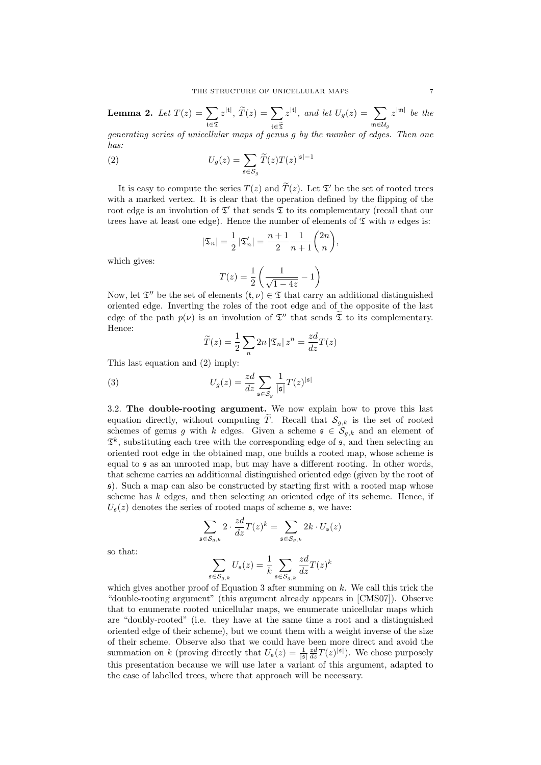**Lemma 2.** *Let* $T(z) = \sum_{\mathfrak{t}\in\mathfrak{T}} z^{|\mathfrak{t}|}$, $\widetilde{T}(z) = \sum_{\mathfrak{t}\in\widetilde{\mathfrak{T}}} z^{|\mathfrak{t}|}$, *and let* $U_g(z) = \sum_{\mathfrak{m}\in\mathcal{U}_g} z^{|\mathfrak{m}|}$ *be the generating series of unicellular maps of genus g by the number of edges. Then one has:*

$$U_g(z) = \sum_{\mathfrak{s}\in\mathcal{S}_g} \widetilde{T}(z) T(z)^{|\mathfrak{s}|-1} \tag{2}$$

It is easy to compute the series $T(z)$ and $\widetilde{T}(z)$. Let $\mathfrak{T}'$ be the set of rooted trees with a marked vertex. It is clear that the operation defined by the flipping of the root edge is an involution of $\mathfrak{T}'$ that sends $\mathfrak{T}$ to its complementary (recall that our trees have at least one edge). Hence the number of elements of $\mathfrak{T}$ with $n$ edges is:

$$|\mathfrak{T}_n| = \frac{1}{2}\,|\mathfrak{T}'_n| = \frac{n+1}{2}\frac{1}{n+1}\binom{2n}{n},$$

which gives:

$$T(z) = \frac{1}{2}\left(\frac{1}{\sqrt{1-4z}} - 1\right)$$

Now, let $\mathfrak{T}''$ be the set of elements $(\mathfrak{t},\nu) \in \mathfrak{T}$ that carry an additional distinguished oriented edge. Inverting the roles of the root edge and of the opposite of the last edge of the path $p(\nu)$ is an involution of $\mathfrak{T}''$ that sends $\widetilde{\mathfrak{T}}$ to its complementary. Hence:

$$\widetilde{T}(z) = \frac{1}{2}\sum_n 2n\,|\mathfrak{T}_n|\,z^n = \frac{zd}{dz}T(z)$$

This last equation and (2) imply:

$$U_g(z) = \frac{zd}{dz}\sum_{\mathfrak{s}\in\mathcal{S}_g}\frac{1}{|\mathfrak{s}|}T(z)^{|\mathfrak{s}|} \tag{3}$$

3.2. **The double-rooting argument.** We now explain how to prove this last equation directly, without computing $\widetilde{T}$. Recall that $\mathcal{S}_{g,k}$ is the set of rooted schemes of genus $g$ with $k$ edges. Given a scheme $\mathfrak{s} \in \mathcal{S}_{g,k}$ and an element of $\mathfrak{T}^k$, substituting each tree with the corresponding edge of $\mathfrak{s}$, and then selecting an oriented root edge in the obtained map, one builds a rooted map, whose scheme is equal to $\mathfrak{s}$ as an unrooted map, but may have a different rooting. In other words, that scheme carries an additionnal distinguished oriented edge (given by the root of $\mathfrak{s}$). Such a map can also be constructed by starting first with a rooted map whose scheme has $k$ edges, and then selecting an oriented edge of its scheme. Hence, if $U_{\mathfrak{s}}(z)$ denotes the series of rooted maps of scheme $\mathfrak{s}$, we have:

$$\sum_{\mathfrak{s}\in\mathcal{S}_{g,k}} 2\cdot\frac{zd}{dz}T(z)^k = \sum_{\mathfrak{s}\in\mathcal{S}_{g,k}} 2k\cdot U_{\mathfrak{s}}(z)$$

so that:

$$\sum_{\mathfrak{s}\in\mathcal{S}_{g,k}} U_{\mathfrak{s}}(z) = \frac{1}{k}\sum_{\mathfrak{s}\in\mathcal{S}_{g,k}}\frac{zd}{dz}T(z)^k$$

which gives another proof of Equation 3 after summing on $k$. We call this trick the "double-rooting argument" (this argument already appears in [CMS07]). Observe that to enumerate rooted unicellular maps, we enumerate unicellular maps which are "doubly-rooted" (i.e. they have at the same time a root and a distinguished oriented edge of their scheme), but we count them with a weight inverse of the size of their scheme. Observe also that we could have been more direct and avoid the summation on $k$ (proving directly that $U_{\mathfrak{s}}(z) = \frac{1}{|\mathfrak{s}|}\frac{zd}{dz}T(z)^{|\mathfrak{s}|}$). We chose purposely this presentation because we will use later a variant of this argument, adapted to the case of labelled trees, where that approach will be necessary.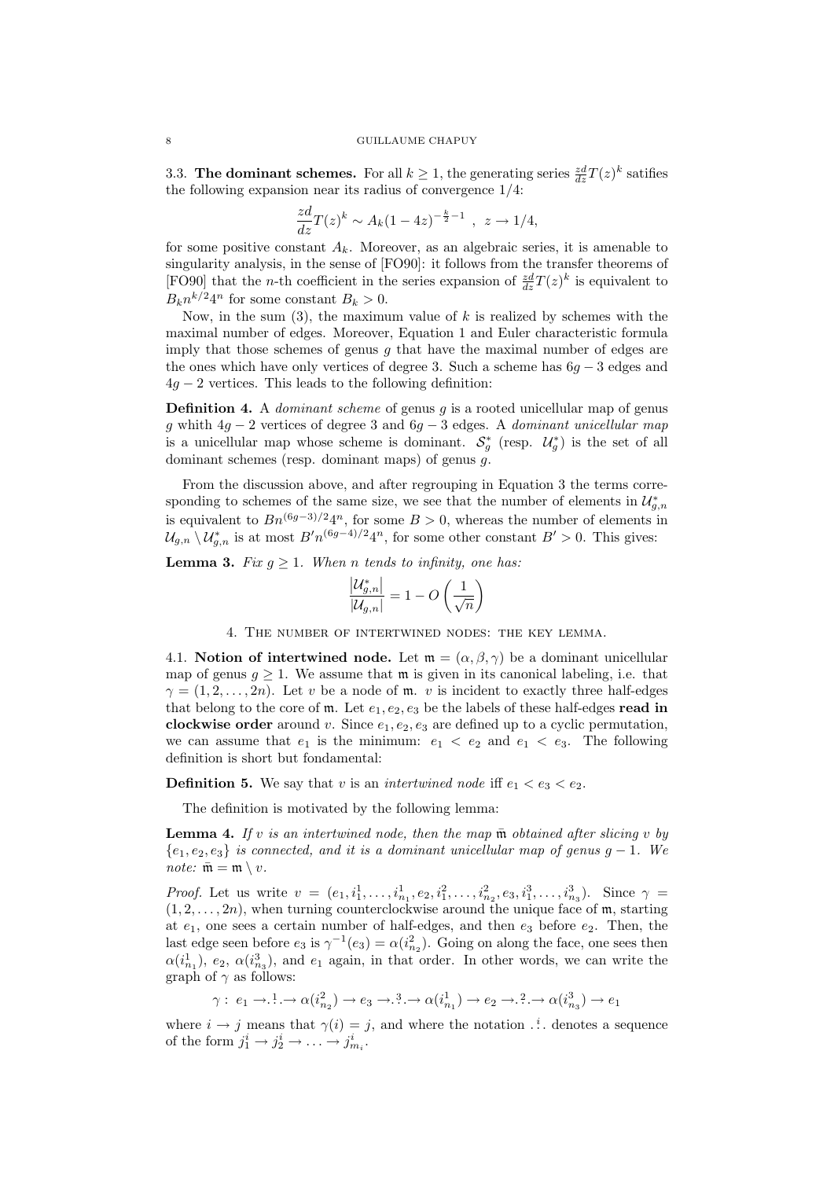3.3. **The dominant schemes.** For all $k \geq 1$, the generating series $\frac{zd}{dz}T(z)^k$ satifies the following expansion near its radius of convergence $1/4$:

$$\frac{zd}{dz}T(z)^k \sim A_k(1-4z)^{-\frac{k}{2}-1} \ , \ z \to 1/4,$$

for some positive constant $A_k$. Moreover, as an algebraic series, it is amenable to singularity analysis, in the sense of [FO90]: it follows from the transfer theorems of [FO90] that the $n$-th coefficient in the series expansion of $\frac{zd}{dz}T(z)^k$ is equivalent to $B_k n^{k/2} 4^n$ for some constant $B_k > 0$.

Now, in the sum (3), the maximum value of $k$ is realized by schemes with the maximal number of edges. Moreover, Equation 1 and Euler characteristic formula imply that those schemes of genus $g$ that have the maximal number of edges are the ones which have only vertices of degree 3. Such a scheme has $6g-3$ edges and $4g-2$ vertices. This leads to the following definition:

**Definition 4.** A *dominant scheme* of genus $g$ is a rooted unicellular map of genus $g$ whith $4g-2$ vertices of degree 3 and $6g-3$ edges. A *dominant unicellular map* is a unicellular map whose scheme is dominant. $\mathcal{S}_g^*$ (resp. $\mathcal{U}_g^*$) is the set of all dominant schemes (resp. dominant maps) of genus $g$.

From the discussion above, and after regrouping in Equation 3 the terms corresponding to schemes of the same size, we see that the number of elements in $\mathcal{U}_{g,n}^*$ is equivalent to $Bn^{(6g-3)/2}4^n$, for some $B > 0$, whereas the number of elements in $\mathcal{U}_{g,n} \setminus \mathcal{U}_{g,n}^*$ is at most $B'n^{(6g-4)/2}4^n$, for some other constant $B' > 0$. This gives:

**Lemma 3.** *Fix $g \geq 1$. When $n$ tends to infinity, one has:*

$$\frac{|\mathcal{U}_{g,n}^*|}{|\mathcal{U}_{g,n}|} = 1 - O\left(\frac{1}{\sqrt{n}}\right)$$

## 4. The number of intertwined nodes: the key lemma.

4.1. **Notion of intertwined node.** Let $\mathfrak{m} = (\alpha, \beta, \gamma)$ be a dominant unicellular map of genus $g \geq 1$. We assume that $\mathfrak{m}$ is given in its canonical labeling, i.e. that $\gamma = (1, 2, \ldots, 2n)$. Let $v$ be a node of $\mathfrak{m}$. $v$ is incident to exactly three half-edges that belong to the core of $\mathfrak{m}$. Let $e_1, e_2, e_3$ be the labels of these half-edges **read in clockwise order** around $v$. Since $e_1, e_2, e_3$ are defined up to a cyclic permutation, we can assume that $e_1$ is the minimum: $e_1 < e_2$ and $e_1 < e_3$. The following definition is short but fondamental:

**Definition 5.** We say that $v$ is an *intertwined node* iff $e_1 < e_3 < e_2$.

The definition is motivated by the following lemma:

**Lemma 4.** *If $v$ is an intertwined node, then the map $\bar{\mathfrak{m}}$ obtained after slicing $v$ by $\{e_1, e_2, e_3\}$ is connected, and it is a dominant unicellular map of genus $g-1$. We note: $\bar{\mathfrak{m}} = \mathfrak{m} \setminus v$.*

*Proof.* Let us write $v = (e_1, i_1^1, \ldots, i_{n_1}^1, e_2, i_1^2, \ldots, i_{n_2}^2, e_3, i_1^3, \ldots, i_{n_3}^3)$. Since $\gamma = (1, 2, \ldots, 2n)$, when turning counterclockwise around the unique face of $\mathfrak{m}$, starting at $e_1$, one sees a certain number of half-edges, and then $e_3$ before $e_2$. Then, the last edge seen before $e_3$ is $\gamma^{-1}(e_3) = \alpha(i_{n_2}^2)$. Going on along the face, one sees then $\alpha(i_{n_1}^1)$, $e_2$, $\alpha(i_{n_3}^3)$, and $e_1$ again, in that order. In other words, we can write the graph of $\gamma$ as follows:

$$\gamma : \ e_1 \to .\overset{1}{.}. \to \alpha(i_{n_2}^2) \to e_3 \to .\overset{3}{.}. \to \alpha(i_{n_1}^1) \to e_2 \to .\overset{2}{.}. \to \alpha(i_{n_3}^3) \to e_1$$

where $i \to j$ means that $\gamma(i) = j$, and where the notation $.\overset{i}{.}.$ denotes a sequence of the form $j_1^i \to j_2^i \to \ldots \to j_{m_i}^i$.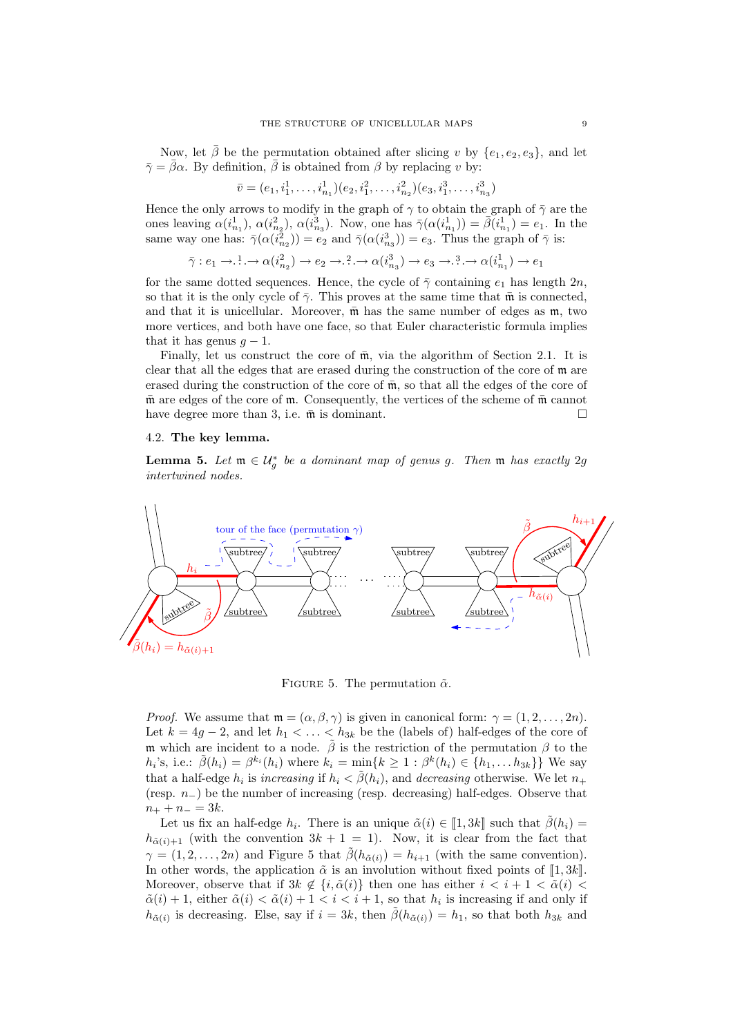Now, let $\bar{\beta}$ be the permutation obtained after slicing $v$ by $\{e_1, e_2, e_3\}$, and let $\bar{\gamma} = \bar{\beta}\alpha$. By definition, $\bar{\beta}$ is obtained from $\beta$ by replacing $v$ by:

$$\bar{v} = (e_1, i^1_1, \ldots, i^1_{n_1})(e_2, i^2_1, \ldots, i^2_{n_2})(e_3, i^3_1, \ldots, i^3_{n_3})$$

Hence the only arrows to modify in the graph of $\gamma$ to obtain the graph of $\bar{\gamma}$ are the ones leaving $\alpha(i^1_{n_1})$, $\alpha(i^2_{n_2})$, $\alpha(i^3_{n_3})$. Now, one has $\bar{\gamma}(\alpha(i^1_{n_1})) = \bar{\beta}(i^1_{n_1}) = e_1$. In the same way one has: $\bar{\gamma}(\alpha(i^2_{n_2})) = e_2$ and $\bar{\gamma}(\alpha(i^3_{n_3})) = e_3$. Thus the graph of $\bar{\gamma}$ is:

$$\bar{\gamma} : e_1 \to .\overset{1}{.}. \to \alpha(i^2_{n_2}) \to e_2 \to .\overset{2}{.}. \to \alpha(i^3_{n_3}) \to e_3 \to .\overset{3}{.}. \to \alpha(i^1_{n_1}) \to e_1$$

for the same dotted sequences. Hence, the cycle of $\bar{\gamma}$ containing $e_1$ has length $2n$, so that it is the only cycle of $\bar{\gamma}$. This proves at the same time that $\bar{\mathfrak{m}}$ is connected, and that it is unicellular. Moreover, $\bar{\mathfrak{m}}$ has the same number of edges as $\mathfrak{m}$, two more vertices, and both have one face, so that Euler characteristic formula implies that it has genus $g-1$.

Finally, let us construct the core of $\bar{\mathfrak{m}}$, via the algorithm of Section 2.1. It is clear that all the edges that are erased during the construction of the core of $\mathfrak{m}$ are erased during the construction of the core of $\bar{\mathfrak{m}}$, so that all the edges of the core of $\bar{\mathfrak{m}}$ are edges of the core of $\mathfrak{m}$. Consequently, the vertices of the scheme of $\bar{\mathfrak{m}}$ cannot have degree more than 3, i.e. $\bar{\mathfrak{m}}$ is dominant. $\square$

### 4.2. The key lemma.

**Lemma 5.** *Let $\mathfrak{m} \in \mathcal{U}^*_g$ be a dominant map of genus $g$. Then $\mathfrak{m}$ has exactly $2g$ intertwined nodes.*

tour of the face (permutation $\gamma$)
subtree
$h_i$
$\tilde{\beta}$
$\tilde{\beta}(h_i) = h_{\tilde{\alpha}(i)+1}$
$h_{i+1}$
$h_{\tilde{\alpha}(i)}$

FIGURE 5. The permutation $\tilde{\alpha}$.

*Proof.* We assume that $\mathfrak{m} = (\alpha, \beta, \gamma)$ is given in canonical form: $\gamma = (1, 2, \ldots, 2n)$. Let $k = 4g-2$, and let $h_1 < \ldots < h_{3k}$ be the (labels of) half-edges of the core of $\mathfrak{m}$ which are incident to a node. $\tilde{\beta}$ is the restriction of the permutation $\beta$ to the $h_i$'s, i.e.: $\tilde{\beta}(h_i) = \beta^{k_i}(h_i)$ where $k_i = \min\{k \geq 1 : \beta^k(h_i) \in \{h_1, \ldots h_{3k}\}\}$ We say that a half-edge $h_i$ is *increasing* if $h_i < \tilde{\beta}(h_i)$, and *decreasing* otherwise. We let $n_+$ (resp. $n_-$) be the number of increasing (resp. decreasing) half-edges. Observe that $n_+ + n_- = 3k$.

Let us fix an half-edge $h_i$. There is an unique $\tilde{\alpha}(i) \in [\![1, 3k]\!]$ such that $\tilde{\beta}(h_i) = h_{\tilde{\alpha}(i)+1}$ (with the convention $3k+1 = 1$). Now, it is clear from the fact that $\gamma = (1, 2, \ldots, 2n)$ and Figure 5 that $\tilde{\beta}(h_{\tilde{\alpha}(i)}) = h_{i+1}$ (with the same convention). In other words, the application $\tilde{\alpha}$ is an involution without fixed points of $[\![1, 3k]\!]$. Moreover, observe that if $3k \notin \{i, \tilde{\alpha}(i)\}$ then one has either $i < i+1 < \tilde{\alpha}(i) < \tilde{\alpha}(i)+1$, either $\tilde{\alpha}(i) < \tilde{\alpha}(i)+1 < i < i+1$, so that $h_i$ is increasing if and only if $h_{\tilde{\alpha}(i)}$ is decreasing. Else, say if $i = 3k$, then $\tilde{\beta}(h_{\tilde{\alpha}(i)}) = h_1$, so that both $h_{3k}$ and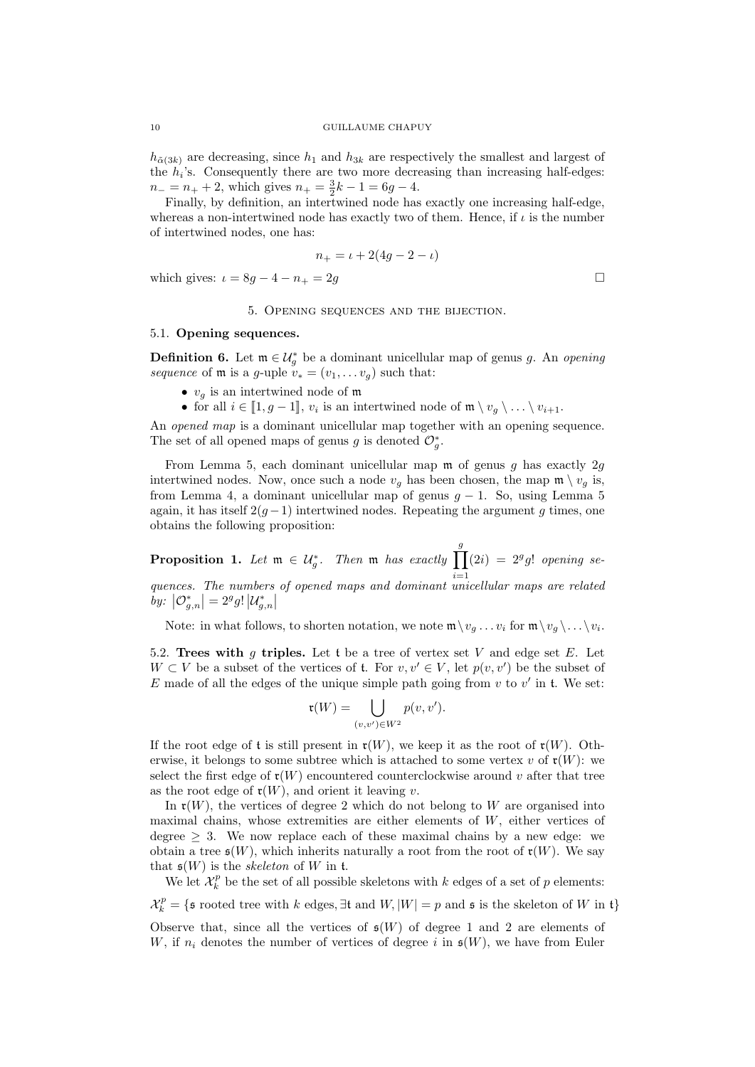$h_{\tilde{\alpha}(3k)}$ are decreasing, since $h_1$ and $h_{3k}$ are respectively the smallest and largest of the $h_i$'s. Consequently there are two more decreasing than increasing half-edges: $n_- = n_+ + 2$, which gives $n_+ = \frac{3}{2}k - 1 = 6g - 4$.

Finally, by definition, an intertwined node has exactly one increasing half-edge, whereas a non-intertwined node has exactly two of them. Hence, if $\iota$ is the number of intertwined nodes, one has:

$$n_+ = \iota + 2(4g - 2 - \iota)$$

which gives: $\iota = 8g - 4 - n_+ = 2g$ □

## 5. Opening sequences and the bijection.

### 5.1. Opening sequences.

**Definition 6.** Let $\mathfrak{m} \in \mathcal{U}_g^*$ be a dominant unicellular map of genus $g$. An *opening sequence* of $\mathfrak{m}$ is a $g$-uple $v_* = (v_1, \dots v_g)$ such that:

- $v_g$ is an intertwined node of $\mathfrak{m}$
- for all $i \in [\![1, g-1]\!]$, $v_i$ is an intertwined node of $\mathfrak{m} \setminus v_g \setminus \dots \setminus v_{i+1}$.

An *opened map* is a dominant unicellular map together with an opening sequence. The set of all opened maps of genus $g$ is denoted $\mathcal{O}_g^*$.

From Lemma 5, each dominant unicellular map $\mathfrak{m}$ of genus $g$ has exactly $2g$ intertwined nodes. Now, once such a node $v_g$ has been chosen, the map $\mathfrak{m} \setminus v_g$ is, from Lemma 4, a dominant unicellular map of genus $g-1$. So, using Lemma 5 again, it has itself $2(g-1)$ intertwined nodes. Repeating the argument $g$ times, one obtains the following proposition:

**Proposition 1.** *Let $\mathfrak{m} \in \mathcal{U}_g^*$. Then $\mathfrak{m}$ has exactly $\prod_{i=1}^{g}(2i) = 2^g g!$ opening sequences. The numbers of opened maps and dominant unicellular maps are related by: $\left|\mathcal{O}_{g,n}^*\right| = 2^g g! \left|\mathcal{U}_{g,n}^*\right|$*

Note: in what follows, to shorten notation, we note $\mathfrak{m} \setminus v_g \dots v_i$ for $\mathfrak{m} \setminus v_g \setminus \dots \setminus v_i$.

### 5.2. Trees with $g$ triples.

Let $\mathfrak{t}$ be a tree of vertex set $V$ and edge set $E$. Let $W \subset V$ be a subset of the vertices of $\mathfrak{t}$. For $v, v' \in V$, let $p(v, v')$ be the subset of $E$ made of all the edges of the unique simple path going from $v$ to $v'$ in $\mathfrak{t}$. We set:

$$\mathfrak{r}(W) = \bigcup_{(v,v') \in W^2} p(v, v').$$

If the root edge of $\mathfrak{t}$ is still present in $\mathfrak{r}(W)$, we keep it as the root of $\mathfrak{r}(W)$. Otherwise, it belongs to some subtree which is attached to some vertex $v$ of $\mathfrak{r}(W)$: we select the first edge of $\mathfrak{r}(W)$ encountered counterclockwise around $v$ after that tree as the root edge of $\mathfrak{r}(W)$, and orient it leaving $v$.

In $\mathfrak{r}(W)$, the vertices of degree 2 which do not belong to $W$ are organised into maximal chains, whose extremities are either elements of $W$, either vertices of degree $\geq 3$. We now replace each of these maximal chains by a new edge: we obtain a tree $\mathfrak{s}(W)$, which inherits naturally a root from the root of $\mathfrak{r}(W)$. We say that $\mathfrak{s}(W)$ is the *skeleton* of $W$ in $\mathfrak{t}$.

We let $\mathcal{X}_k^p$ be the set of all possible skeletons with $k$ edges of a set of $p$ elements:

$$\mathcal{X}_k^p = \{\mathfrak{s} \text{ rooted tree with } k \text{ edges}, \exists \mathfrak{t} \text{ and } W, |W| = p \text{ and } \mathfrak{s} \text{ is the skeleton of } W \text{ in } \mathfrak{t}\}$$

Observe that, since all the vertices of $\mathfrak{s}(W)$ of degree 1 and 2 are elements of $W$, if $n_i$ denotes the number of vertices of degree $i$ in $\mathfrak{s}(W)$, we have from Euler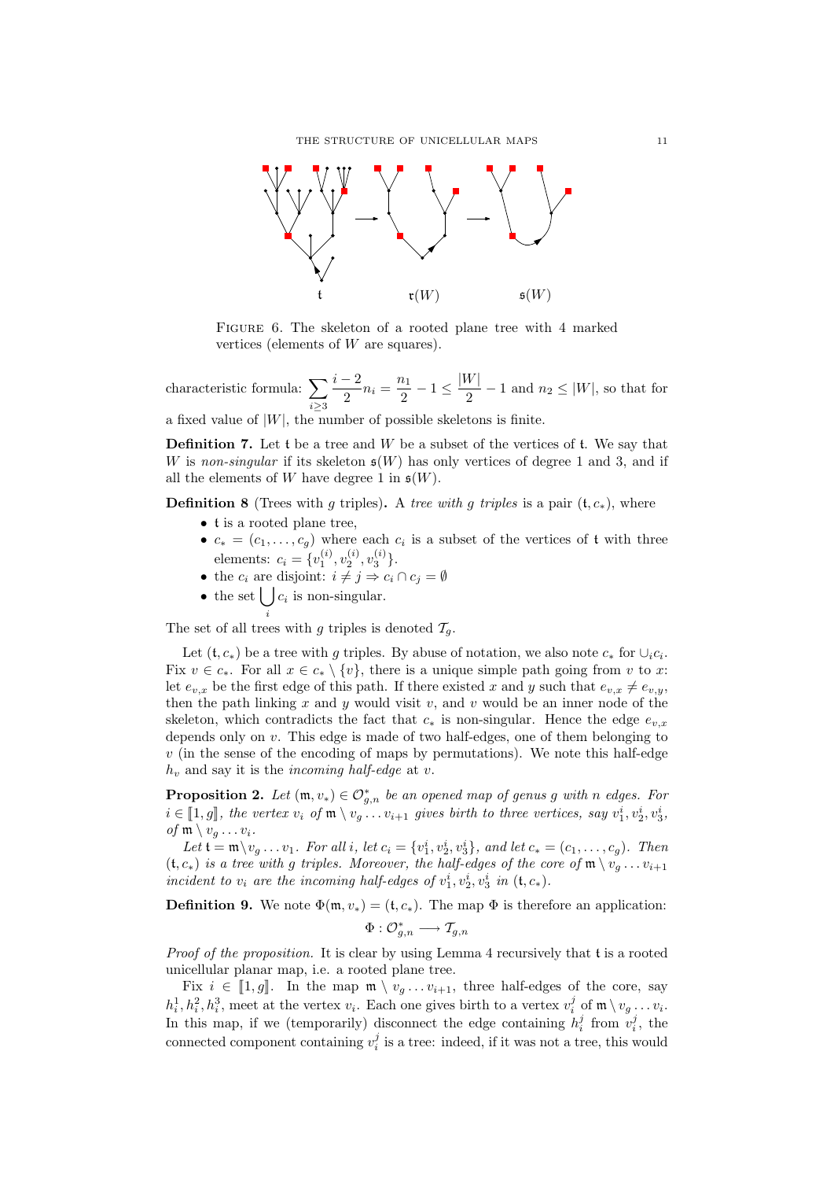$\mathfrak{t}$ $\mathfrak{r}(W)$ $\mathfrak{s}(W)$

Figure 6. The skeleton of a rooted plane tree with 4 marked vertices (elements of $W$ are squares).

characteristic formula: $\sum_{i\geq 3} \frac{i-2}{2} n_i = \frac{n_1}{2} - 1 \leq \frac{|W|}{2} - 1$ and $n_2 \leq |W|$, so that for a fixed value of $|W|$, the number of possible skeletons is finite.

**Definition 7.** Let $\mathfrak{t}$ be a tree and $W$ be a subset of the vertices of $\mathfrak{t}$. We say that $W$ is *non-singular* if its skeleton $\mathfrak{s}(W)$ has only vertices of degree 1 and 3, and if all the elements of $W$ have degree 1 in $\mathfrak{s}(W)$.

**Definition 8** (Trees with $g$ triples)**.** A *tree with $g$ triples* is a pair $(\mathfrak{t}, c_*)$, where

- $\mathfrak{t}$ is a rooted plane tree,
- $c_* = (c_1, \ldots, c_g)$ where each $c_i$ is a subset of the vertices of $\mathfrak{t}$ with three elements: $c_i = \{v_1^{(i)}, v_2^{(i)}, v_3^{(i)}\}$.
- the $c_i$ are disjoint: $i \neq j \Rightarrow c_i \cap c_j = \emptyset$
- the set $\bigcup_i c_i$ is non-singular.

The set of all trees with $g$ triples is denoted $\mathcal{T}_g$.

Let $(\mathfrak{t}, c_*)$ be a tree with $g$ triples. By abuse of notation, we also note $c_*$ for $\cup_i c_i$. Fix $v \in c_*$. For all $x \in c_* \setminus \{v\}$, there is a unique simple path going from $v$ to $x$: let $e_{v,x}$ be the first edge of this path. If there existed $x$ and $y$ such that $e_{v,x} \neq e_{v,y}$, then the path linking $x$ and $y$ would visit $v$, and $v$ would be an inner node of the skeleton, which contradicts the fact that $c_*$ is non-singular. Hence the edge $e_{v,x}$ depends only on $v$. This edge is made of two half-edges, one of them belonging to $v$ (in the sense of the encoding of maps by permutations). We note this half-edge $h_v$ and say it is the *incoming half-edge* at $v$.

**Proposition 2.** *Let $(\mathfrak{m}, v_*) \in \mathcal{O}^*_{g,n}$ be an opened map of genus $g$ with $n$ edges. For $i \in [\![1, g]\!]$, the vertex $v_i$ of $\mathfrak{m} \setminus v_g \ldots v_{i+1}$ gives birth to three vertices, say $v_1^i, v_2^i, v_3^i$, of $\mathfrak{m} \setminus v_g \ldots v_i$.*

*Let $\mathfrak{t} = \mathfrak{m} \setminus v_g \ldots v_1$. For all $i$, let $c_i = \{v_1^i, v_2^i, v_3^i\}$, and let $c_* = (c_1, \ldots, c_g)$. Then $(\mathfrak{t}, c_*)$ is a tree with $g$ triples. Moreover, the half-edges of the core of $\mathfrak{m} \setminus v_g \ldots v_{i+1}$ incident to $v_i$ are the incoming half-edges of $v_1^i, v_2^i, v_3^i$ in $(\mathfrak{t}, c_*)$.*

**Definition 9.** We note $\Phi(\mathfrak{m}, v_*) = (\mathfrak{t}, c_*)$. The map $\Phi$ is therefore an application:

$$\Phi : \mathcal{O}^*_{g,n} \longrightarrow \mathcal{T}_{g,n}$$

*Proof of the proposition.* It is clear by using Lemma 4 recursively that $\mathfrak{t}$ is a rooted unicellular planar map, i.e. a rooted plane tree.

Fix $i \in [\![1, g]\!]$. In the map $\mathfrak{m} \setminus v_g \ldots v_{i+1}$, three half-edges of the core, say $h_i^1, h_i^2, h_i^3$, meet at the vertex $v_i$. Each one gives birth to a vertex $v_i^j$ of $\mathfrak{m} \setminus v_g \ldots v_i$. In this map, if we (temporarily) disconnect the edge containing $h_i^j$ from $v_i^j$, the connected component containing $v_i^j$ is a tree: indeed, if it was not a tree, this would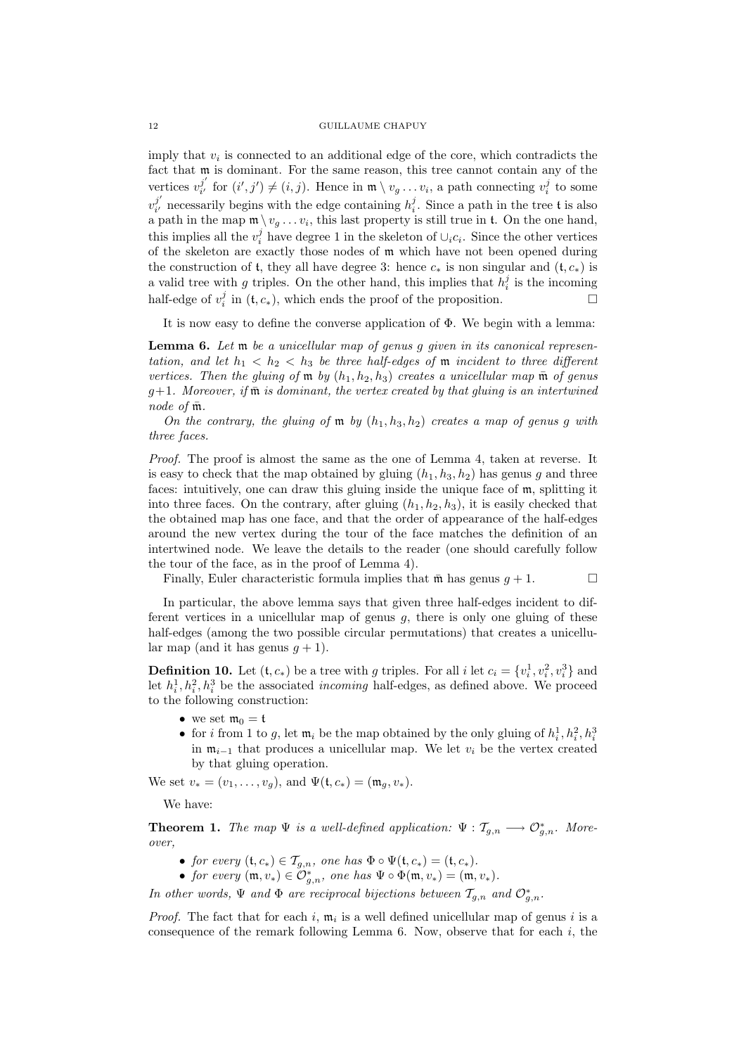imply that $v_i$ is connected to an additional edge of the core, which contradicts the fact that $\mathfrak{m}$ is dominant. For the same reason, this tree cannot contain any of the vertices $v_{i'}^{j'}$ for $(i',j') \neq (i,j)$. Hence in $\mathfrak{m} \setminus v_g \dots v_i$, a path connecting $v_i^j$ to some $v_{i'}^{j'}$ necessarily begins with the edge containing $h_i^j$. Since a path in the tree $\mathfrak{t}$ is also a path in the map $\mathfrak{m} \setminus v_g \dots v_i$, this last property is still true in $\mathfrak{t}$. On the one hand, this implies all the $v_i^j$ have degree 1 in the skeleton of $\cup_i c_i$. Since the other vertices of the skeleton are exactly those nodes of $\mathfrak{m}$ which have not been opened during the construction of $\mathfrak{t}$, they all have degree 3: hence $c_*$ is non singular and $(\mathfrak{t}, c_*)$ is a valid tree with $g$ triples. On the other hand, this implies that $h_i^j$ is the incoming half-edge of $v_i^j$ in $(\mathfrak{t}, c_*)$, which ends the proof of the proposition. □

It is now easy to define the converse application of $\Phi$. We begin with a lemma:

**Lemma 6.** *Let $\mathfrak{m}$ be a unicellular map of genus $g$ given in its canonical representation, and let $h_1 < h_2 < h_3$ be three half-edges of $\mathfrak{m}$ incident to three different vertices. Then the gluing of $\mathfrak{m}$ by $(h_1, h_2, h_3)$ creates a unicellular map $\bar{\mathfrak{m}}$ of genus $g+1$. Moreover, if $\bar{\mathfrak{m}}$ is dominant, the vertex created by that gluing is an intertwined node of $\bar{\mathfrak{m}}$.*

*On the contrary, the gluing of $\mathfrak{m}$ by $(h_1, h_3, h_2)$ creates a map of genus $g$ with three faces.*

*Proof.* The proof is almost the same as the one of Lemma 4, taken at reverse. It is easy to check that the map obtained by gluing $(h_1, h_3, h_2)$ has genus $g$ and three faces: intuitively, one can draw this gluing inside the unique face of $\mathfrak{m}$, splitting it into three faces. On the contrary, after gluing $(h_1, h_2, h_3)$, it is easily checked that the obtained map has one face, and that the order of appearance of the half-edges around the new vertex during the tour of the face matches the definition of an intertwined node. We leave the details to the reader (one should carefully follow the tour of the face, as in the proof of Lemma 4).

Finally, Euler characteristic formula implies that $\bar{\mathfrak{m}}$ has genus $g+1$. □

In particular, the above lemma says that given three half-edges incident to different vertices in a unicellular map of genus $g$, there is only one gluing of these half-edges (among the two possible circular permutations) that creates a unicellular map (and it has genus $g+1$).

**Definition 10.** Let $(\mathfrak{t}, c_*)$ be a tree with $g$ triples. For all $i$ let $c_i = \{v_i^1, v_i^2, v_i^3\}$ and let $h_i^1, h_i^2, h_i^3$ be the associated *incoming* half-edges, as defined above. We proceed to the following construction:

- we set $\mathfrak{m}_0 = \mathfrak{t}$
- for $i$ from 1 to $g$, let $\mathfrak{m}_i$ be the map obtained by the only gluing of $h_i^1, h_i^2, h_i^3$ in $\mathfrak{m}_{i-1}$ that produces a unicellular map. We let $v_i$ be the vertex created by that gluing operation.

We set $v_* = (v_1, \dots, v_g)$, and $\Psi(\mathfrak{t}, c_*) = (\mathfrak{m}_g, v_*)$.

We have:

**Theorem 1.** *The map $\Psi$ is a well-defined application: $\Psi : \mathcal{T}_{g,n} \longrightarrow \mathcal{O}_{g,n}^*$. Moreover,*

- *for every $(\mathfrak{t}, c_*) \in \mathcal{T}_{g,n}$, one has $\Phi \circ \Psi(\mathfrak{t}, c_*) = (\mathfrak{t}, c_*)$.*
- *for every $(\mathfrak{m}, v_*) \in \mathcal{O}_{g,n}^*$, one has $\Psi \circ \Phi(\mathfrak{m}, v_*) = (\mathfrak{m}, v_*)$.*

*In other words, $\Psi$ and $\Phi$ are reciprocal bijections between $\mathcal{T}_{g,n}$ and $\mathcal{O}_{g,n}^*$.*

*Proof.* The fact that for each $i$, $\mathfrak{m}_i$ is a well defined unicellular map of genus $i$ is a consequence of the remark following Lemma 6. Now, observe that for each $i$, the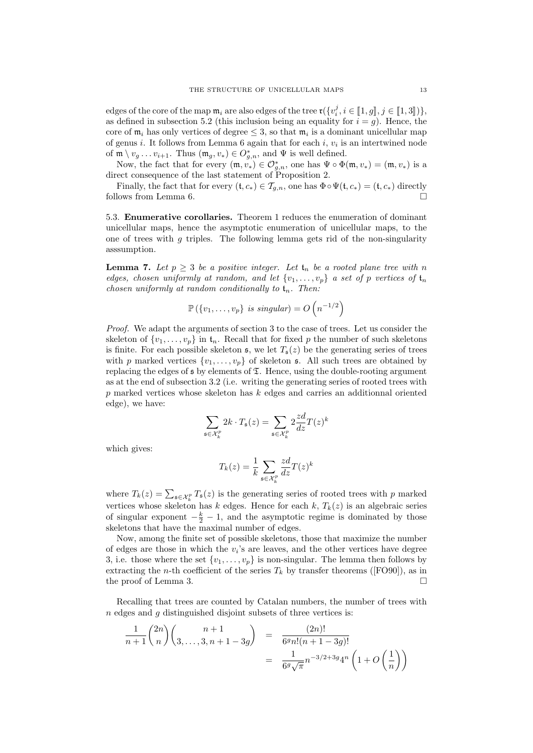edges of the core of the map $\mathfrak{m}_i$ are also edges of the tree $\mathfrak{r}(\{v_i^j, i \in [\![1, g]\!], j \in [\![1, 3]\!]\})$, as defined in subsection 5.2 (this inclusion being an equality for $i = g$). Hence, the core of $\mathfrak{m}_i$ has only vertices of degree $\leq 3$, so that $\mathfrak{m}_i$ is a dominant unicellular map of genus $i$. It follows from Lemma 6 again that for each $i$, $v_i$ is an intertwined node of $\mathfrak{m} \setminus v_g \dots v_{i+1}$. Thus $(\mathfrak{m}_g, v_*) \in O_{g,n}^*$, and $\Psi$ is well defined.

Now, the fact that for every $(\mathfrak{m}, v_*) \in \mathcal{O}_{g,n}^*$, one has $\Psi \circ \Phi(\mathfrak{m}, v_*) = (\mathfrak{m}, v_*)$ is a direct consequence of the last statement of Proposition 2.

Finally, the fact that for every $(\mathfrak{t}, c_*) \in \mathcal{T}_{g,n}$, one has $\Phi \circ \Psi(\mathfrak{t}, c_*) = (\mathfrak{t}, c_*)$ directly follows from Lemma 6. $\square$

5.3. **Enumerative corollaries.** Theorem 1 reduces the enumeration of dominant unicellular maps, hence the asymptotic enumeration of unicellular maps, to the one of trees with $g$ triples. The following lemma gets rid of the non-singularity asssumption.

**Lemma 7.** *Let $p \geq 3$ be a positive integer. Let $\mathfrak{t}_n$ be a rooted plane tree with $n$ edges, chosen uniformly at random, and let $\{v_1, \dots, v_p\}$ a set of $p$ vertices of $\mathfrak{t}_n$ chosen uniformly at random conditionally to $\mathfrak{t}_n$. Then:*

$$\mathbb{P}\left(\{v_1, \dots, v_p\} \text{ is singular}\right) = O\left(n^{-1/2}\right)$$

*Proof.* We adapt the arguments of section 3 to the case of trees. Let us consider the skeleton of $\{v_1, \dots, v_p\}$ in $\mathfrak{t}_n$. Recall that for fixed $p$ the number of such skeletons is finite. For each possible skeleton $\mathfrak{s}$, we let $T_\mathfrak{s}(z)$ be the generating series of trees with $p$ marked vertices $\{v_1, \dots, v_p\}$ of skeleton $\mathfrak{s}$. All such trees are obtained by replacing the edges of $\mathfrak{s}$ by elements of $\mathfrak{T}$. Hence, using the double-rooting argument as at the end of subsection 3.2 (i.e. writing the generating series of rooted trees with $p$ marked vertices whose skeleton has $k$ edges and carries an additionnal oriented edge), we have:

$$\sum_{\mathfrak{s} \in \mathcal{X}_k^p} 2k \cdot T_\mathfrak{s}(z) = \sum_{\mathfrak{s} \in \mathcal{X}_k^p} 2\frac{zd}{dz}T(z)^k$$

which gives:

$$T_k(z) = \frac{1}{k} \sum_{\mathfrak{s} \in \mathcal{X}_k^p} \frac{zd}{dz}T(z)^k$$

where $T_k(z) = \sum_{\mathfrak{s} \in \mathcal{X}_k^p} T_\mathfrak{s}(z)$ is the generating series of rooted trees with $p$ marked vertices whose skeleton has $k$ edges. Hence for each $k$, $T_k(z)$ is an algebraic series of singular exponent $-\frac{k}{2} - 1$, and the asymptotic regime is dominated by those skeletons that have the maximal number of edges.

Now, among the finite set of possible skeletons, those that maximize the number of edges are those in which the $v_i$'s are leaves, and the other vertices have degree 3, i.e. those where the set $\{v_1, \dots, v_p\}$ is non-singular. The lemma then follows by extracting the $n$-th coefficient of the series $T_k$ by transfer theorems ([FO90]), as in the proof of Lemma 3. $\square$

Recalling that trees are counted by Catalan numbers, the number of trees with $n$ edges and $g$ distinguished disjoint subsets of three vertices is:

$$\begin{aligned}
\frac{1}{n+1}\binom{2n}{n}\binom{n+1}{3, \dots, 3, n+1-3g} &= \frac{(2n)!}{6^g n!(n+1-3g)!} \\
&= \frac{1}{6^g\sqrt{\pi}} n^{-3/2+3g} 4^n \left(1 + O\left(\frac{1}{n}\right)\right)
\end{aligned}$$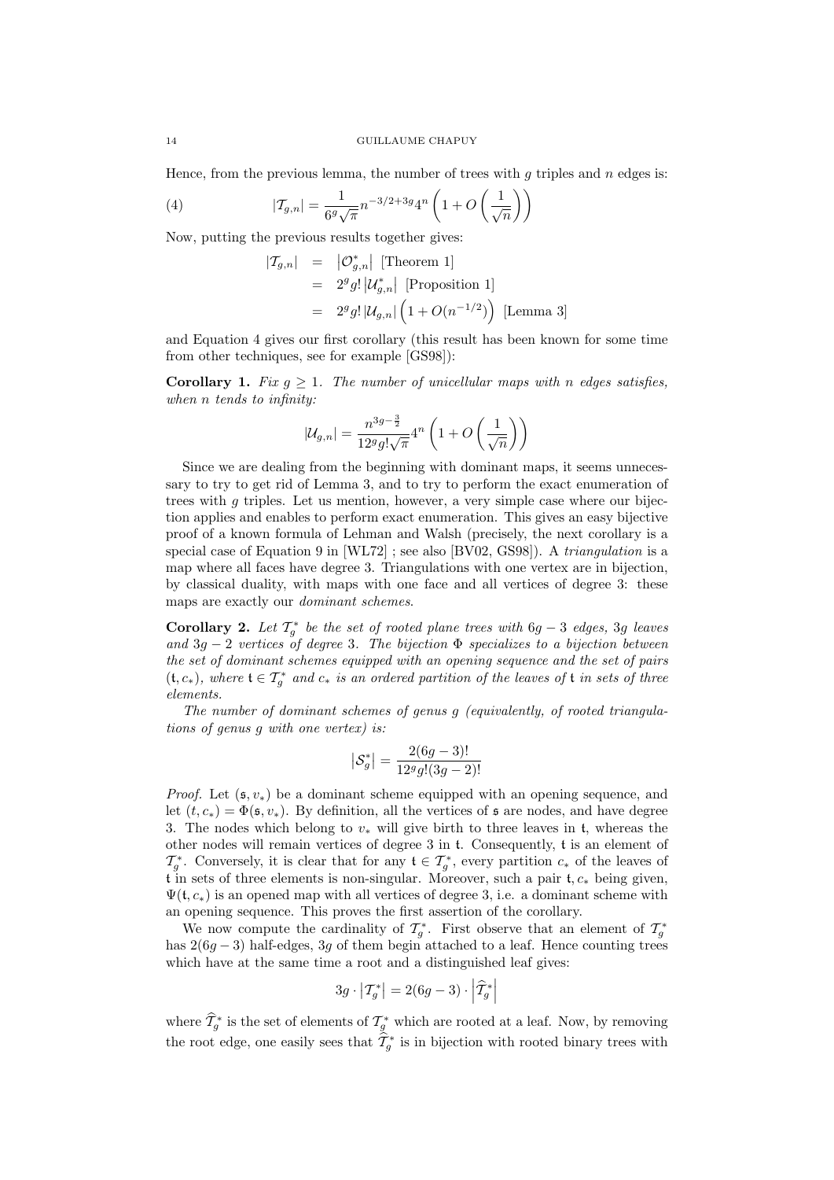Hence, from the previous lemma, the number of trees with $g$ triples and $n$ edges is:

$$|\mathcal{T}_{g,n}| = \frac{1}{6^g\sqrt{\pi}} n^{-3/2+3g} 4^n \left(1 + O\left(\frac{1}{\sqrt{n}}\right)\right) \tag{4}$$

Now, putting the previous results together gives:

$$\begin{aligned}
|\mathcal{T}_{g,n}| &= \left|\mathcal{O}^*_{g,n}\right| \text{ [Theorem 1]} \\
&= 2^g g! \left|\mathcal{U}^*_{g,n}\right| \text{ [Proposition 1]} \\
&= 2^g g! \left|\mathcal{U}_{g,n}\right| \left(1 + O(n^{-1/2})\right) \text{ [Lemma 3]}
\end{aligned}$$

and Equation 4 gives our first corollary (this result has been known for some time from other techniques, see for example [GS98]):

**Corollary 1.** *Fix $g \geq 1$. The number of unicellular maps with $n$ edges satisfies, when $n$ tends to infinity:*

$$|\mathcal{U}_{g,n}| = \frac{n^{3g-\frac{3}{2}}}{12^g g! \sqrt{\pi}} 4^n \left(1 + O\left(\frac{1}{\sqrt{n}}\right)\right)$$

Since we are dealing from the beginning with dominant maps, it seems unnecessary to try to get rid of Lemma 3, and to try to perform the exact enumeration of trees with $g$ triples. Let us mention, however, a very simple case where our bijection applies and enables to perform exact enumeration. This gives an easy bijective proof of a known formula of Lehman and Walsh (precisely, the next corollary is a special case of Equation 9 in [WL72] ; see also [BV02, GS98]). A *triangulation* is a map where all faces have degree 3. Triangulations with one vertex are in bijection, by classical duality, with maps with one face and all vertices of degree 3: these maps are exactly our *dominant schemes*.

**Corollary 2.** *Let $\mathcal{T}^*_g$ be the set of rooted plane trees with $6g-3$ edges, $3g$ leaves and $3g-2$ vertices of degree 3. The bijection $\Phi$ specializes to a bijection between the set of dominant schemes equipped with an opening sequence and the set of pairs $(\mathfrak{t}, c_*)$, where $\mathfrak{t} \in \mathcal{T}^*_g$ and $c_*$ is an ordered partition of the leaves of $\mathfrak{t}$ in sets of three elements.*

*The number of dominant schemes of genus $g$ (equivalently, of rooted triangulations of genus $g$ with one vertex) is:*

$$\left|\mathcal{S}^*_g\right| = \frac{2(6g-3)!}{12^g g!(3g-2)!}$$

*Proof.* Let $(\mathfrak{s}, v_*)$ be a dominant scheme equipped with an opening sequence, and let $(t, c_*) = \Phi(\mathfrak{s}, v_*)$. By definition, all the vertices of $\mathfrak{s}$ are nodes, and have degree 3. The nodes which belong to $v_*$ will give birth to three leaves in $\mathfrak{t}$, whereas the other nodes will remain vertices of degree 3 in $\mathfrak{t}$. Consequently, $\mathfrak{t}$ is an element of $\mathcal{T}^*_g$. Conversely, it is clear that for any $\mathfrak{t} \in \mathcal{T}^*_g$, every partition $c_*$ of the leaves of $\mathfrak{t}$ in sets of three elements is non-singular. Moreover, such a pair $\mathfrak{t}, c_*$ being given, $\Psi(\mathfrak{t}, c_*)$ is an opened map with all vertices of degree 3, i.e. a dominant scheme with an opening sequence. This proves the first assertion of the corollary.

We now compute the cardinality of $\mathcal{T}^*_g$. First observe that an element of $\mathcal{T}^*_g$ has $2(6g-3)$ half-edges, $3g$ of them begin attached to a leaf. Hence counting trees which have at the same time a root and a distinguished leaf gives:

$$3g \cdot \left|\mathcal{T}^*_g\right| = 2(6g-3) \cdot \left|\widehat{\mathcal{T}}^*_g\right|$$

where $\widehat{\mathcal{T}}^*_g$ is the set of elements of $\mathcal{T}^*_g$ which are rooted at a leaf. Now, by removing the root edge, one easily sees that $\widehat{\mathcal{T}}^*_g$ is in bijection with rooted binary trees with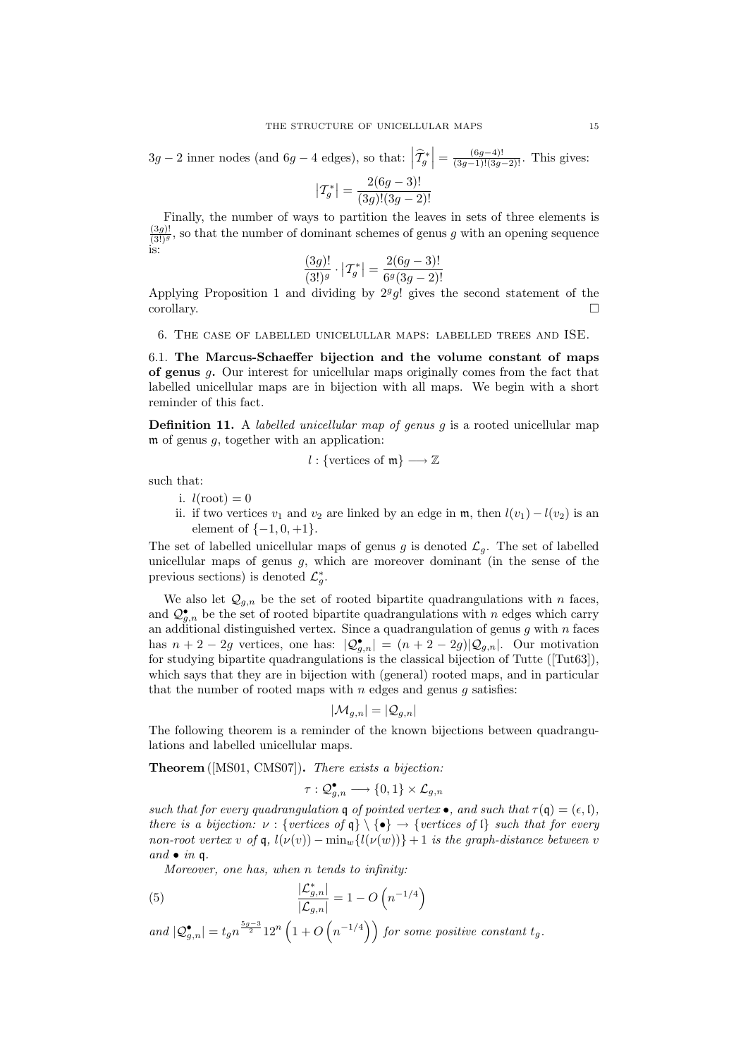$3g-2$ inner nodes (and $6g-4$ edges), so that: $\left|\widehat{\mathcal{T}}_g^*\right| = \frac{(6g-4)!}{(3g-1)!(3g-2)!}$. This gives:

$$\left|\mathcal{T}_g^*\right| = \frac{2(6g-3)!}{(3g)!(3g-2)!}$$

Finally, the number of ways to partition the leaves in sets of three elements is $\frac{(3g)!}{(3!)^g}$, so that the number of dominant schemes of genus $g$ with an opening sequence is:

$$\frac{(3g)!}{(3!)^g} \cdot \left|\mathcal{T}_g^*\right| = \frac{2(6g-3)!}{6^g(3g-2)!}$$

Applying Proposition 1 and dividing by $2^g g!$ gives the second statement of the corollary. □

## 6. The case of labelled unicelullar maps: labelled trees and ISE.

### 6.1. The Marcus-Schaeffer bijection and the volume constant of maps of genus $g$.

Our interest for unicellular maps originally comes from the fact that labelled unicellular maps are in bijection with all maps. We begin with a short reminder of this fact.

**Definition 11.** A *labelled unicellular map of genus $g$* is a rooted unicellular map $\mathfrak{m}$ of genus $g$, together with an application:

$$l : \{\text{vertices of } \mathfrak{m}\} \longrightarrow \mathbb{Z}$$

such that:

i. $l(\text{root}) = 0$
ii. if two vertices $v_1$ and $v_2$ are linked by an edge in $\mathfrak{m}$, then $l(v_1) - l(v_2)$ is an element of $\{-1, 0, +1\}$.

The set of labelled unicellular maps of genus $g$ is denoted $\mathcal{L}_g$. The set of labelled unicellular maps of genus $g$, which are moreover dominant (in the sense of the previous sections) is denoted $\mathcal{L}_g^*$.

We also let $\mathcal{Q}_{g,n}$ be the set of rooted bipartite quadrangulations with $n$ faces, and $\mathcal{Q}_{g,n}^\bullet$ be the set of rooted bipartite quadrangulations with $n$ edges which carry an additional distinguished vertex. Since a quadrangulation of genus $g$ with $n$ faces has $n+2-2g$ vertices, one has: $|\mathcal{Q}_{g,n}^\bullet| = (n+2-2g)|\mathcal{Q}_{g,n}|$. Our motivation for studying bipartite quadrangulations is the classical bijection of Tutte ([Tut63]), which says that they are in bijection with (general) rooted maps, and in particular that the number of rooted maps with $n$ edges and genus $g$ satisfies:

$$|\mathcal{M}_{g,n}| = |\mathcal{Q}_{g,n}|$$

The following theorem is a reminder of the known bijections between quadrangulations and labelled unicellular maps.

**Theorem** ([MS01, CMS07])**.** *There exists a bijection:*

$$\tau : \mathcal{Q}_{g,n}^\bullet \longrightarrow \{0,1\} \times \mathcal{L}_{g,n}$$

*such that for every quadrangulation $\mathfrak{q}$ of pointed vertex $\bullet$, and such that $\tau(\mathfrak{q}) = (\epsilon, \mathfrak{l})$, there is a bijection: $\nu : \{\text{vertices of } \mathfrak{q}\} \setminus \{\bullet\} \rightarrow \{\text{vertices of } \mathfrak{l}\}$ such that for every non-root vertex $v$ of $\mathfrak{q}$, $l(\nu(v)) - \min_w\{l(\nu(w))\} + 1$ is the graph-distance between $v$ and $\bullet$ in $\mathfrak{q}$.*

*Moreover, one has, when $n$ tends to infinity:*

$$\frac{|\mathcal{L}_{g,n}^*|}{|\mathcal{L}_{g,n}|} = 1 - O\left(n^{-1/4}\right) \tag{5}$$

*and* $|\mathcal{Q}_{g,n}^\bullet| = t_g n^{\frac{5g-3}{2}} 12^n \left(1 + O\left(n^{-1/4}\right)\right)$ *for some positive constant $t_g$.*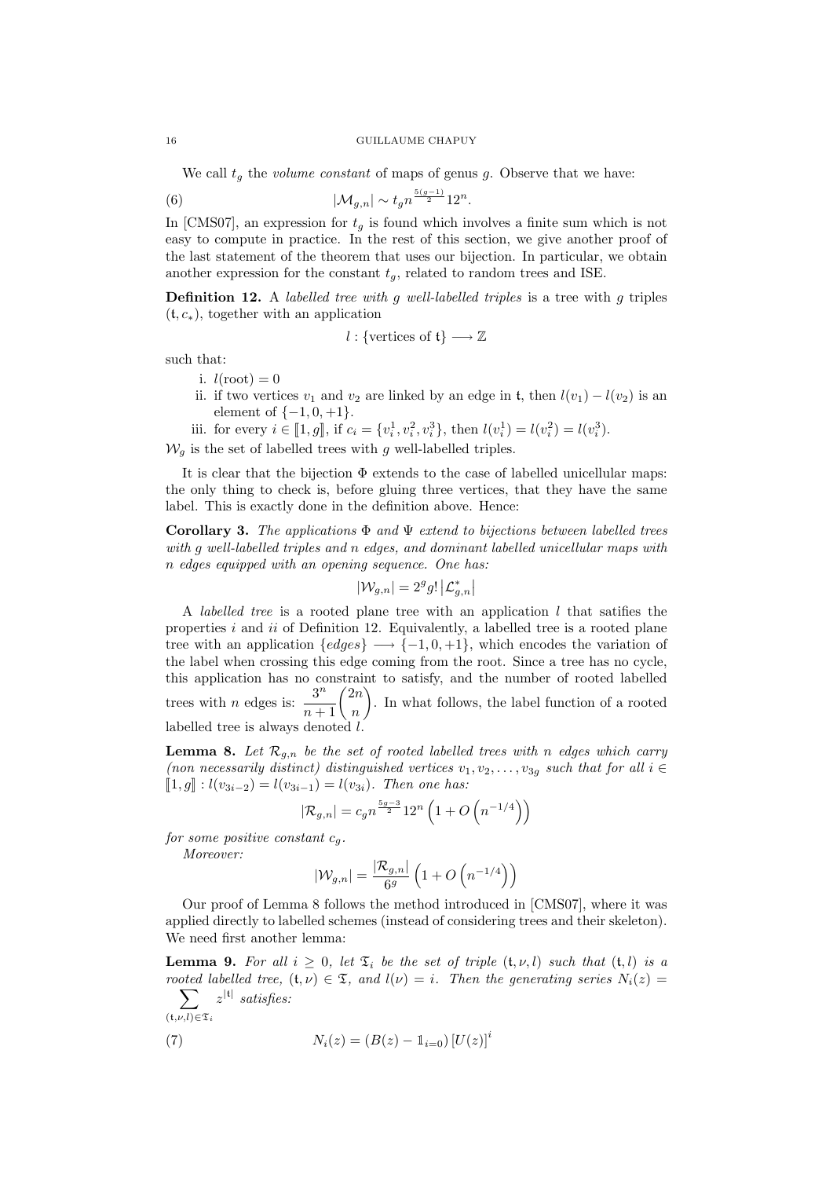We call $t_g$ the *volume constant* of maps of genus $g$. Observe that we have:

$$|\mathcal{M}_{g,n}| \sim t_g n^{\frac{5(g-1)}{2}} 12^n. \tag{6}$$

In [CMS07], an expression for $t_g$ is found which involves a finite sum which is not easy to compute in practice. In the rest of this section, we give another proof of the last statement of the theorem that uses our bijection. In particular, we obtain another expression for the constant $t_g$, related to random trees and ISE.

**Definition 12.** A *labelled tree with $g$ well-labelled triples* is a tree with $g$ triples $(\mathfrak{t}, c_*)$, together with an application

$$l : \{\text{vertices of } \mathfrak{t}\} \longrightarrow \mathbb{Z}$$

such that:

i. $l(\text{root}) = 0$

ii. if two vertices $v_1$ and $v_2$ are linked by an edge in $\mathfrak{t}$, then $l(v_1) - l(v_2)$ is an element of $\{-1, 0, +1\}$.

iii. for every $i \in [\![1, g]\!]$, if $c_i = \{v_i^1, v_i^2, v_i^3\}$, then $l(v_i^1) = l(v_i^2) = l(v_i^3)$.

$\mathcal{W}_g$ is the set of labelled trees with $g$ well-labelled triples.

It is clear that the bijection $\Phi$ extends to the case of labelled unicellular maps: the only thing to check is, before gluing three vertices, that they have the same label. This is exactly done in the definition above. Hence:

**Corollary 3.** *The applications $\Phi$ and $\Psi$ extend to bijections between labelled trees with $g$ well-labelled triples and $n$ edges, and dominant labelled unicellular maps with $n$ edges equipped with an opening sequence. One has:*

$$|\mathcal{W}_{g,n}| = 2^g g! \left|\mathcal{L}^*_{g,n}\right|$$

A *labelled tree* is a rooted plane tree with an application $l$ that satifies the properties $i$ and $ii$ of Definition 12. Equivalently, a labelled tree is a rooted plane tree with an application $\{edges\} \longrightarrow \{-1, 0, +1\}$, which encodes the variation of the label when crossing this edge coming from the root. Since a tree has no cycle, this application has no constraint to satisfy, and the number of rooted labelled trees with $n$ edges is: $\dfrac{3^n}{n+1}\dbinom{2n}{n}$. In what follows, the label function of a rooted labelled tree is always denoted $l$.

**Lemma 8.** *Let $\mathcal{R}_{g,n}$ be the set of rooted labelled trees with $n$ edges which carry (non necessarily distinct) distinguished vertices $v_1, v_2, \ldots, v_{3g}$ such that for all $i \in [\![1, g]\!] : l(v_{3i-2}) = l(v_{3i-1}) = l(v_{3i})$. Then one has:*

$$|\mathcal{R}_{g,n}| = c_g n^{\frac{5g-3}{2}} 12^n \left(1 + O\left(n^{-1/4}\right)\right)$$

*for some positive constant $c_g$.*

*Moreover:*

$$|\mathcal{W}_{g,n}| = \frac{|\mathcal{R}_{g,n}|}{6^g}\left(1 + O\left(n^{-1/4}\right)\right)$$

Our proof of Lemma 8 follows the method introduced in [CMS07], where it was applied directly to labelled schemes (instead of considering trees and their skeleton). We need first another lemma:

**Lemma 9.** *For all $i \geq 0$, let $\mathfrak{T}_i$ be the set of triple $(\mathfrak{t}, \nu, l)$ such that $(\mathfrak{t}, l)$ is a rooted labelled tree, $(\mathfrak{t}, \nu) \in \mathfrak{T}$, and $l(\nu) = i$. Then the generating series $N_i(z) = \displaystyle\sum_{(\mathfrak{t},\nu,l)\in\mathfrak{T}_i} z^{|\mathfrak{t}|}$ satisfies:*

$$N_i(z) = \left(B(z) - \mathbb{1}_{i=0}\right)\left[U(z)\right]^i \tag{7}$$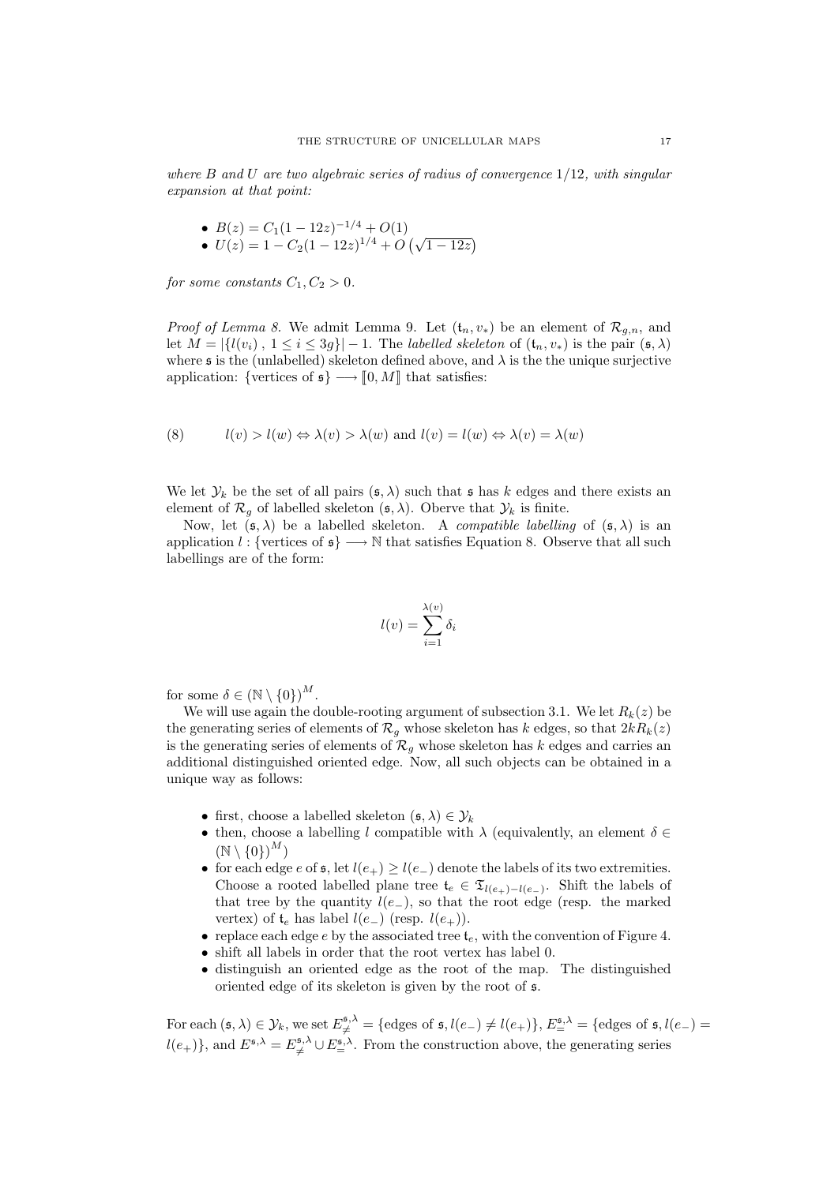*where $B$ and $U$ are two algebraic series of radius of convergence $1/12$, with singular expansion at that point:*

- $B(z) = C_1(1-12z)^{-1/4} + O(1)$
- $U(z) = 1 - C_2(1-12z)^{1/4} + O\left(\sqrt{1-12z}\right)$

*for some constants $C_1, C_2 > 0$.*

*Proof of Lemma 8.* We admit Lemma 9. Let $(\mathfrak{t}_n, v_*)$ be an element of $\mathcal{R}_{g,n}$, and let $M = |\{l(v_i)\ ,\ 1 \leq i \leq 3g\}| - 1$. The *labelled skeleton* of $(\mathfrak{t}_n, v_*)$ is the pair $(\mathfrak{s}, \lambda)$ where $\mathfrak{s}$ is the (unlabelled) skeleton defined above, and $\lambda$ is the the unique surjective application: $\{\text{vertices of } \mathfrak{s}\} \longrightarrow [\![0, M]\!]$ that satisfies:

$$l(v) > l(w) \Leftrightarrow \lambda(v) > \lambda(w) \text{ and } l(v) = l(w) \Leftrightarrow \lambda(v) = \lambda(w) \tag{8}$$

We let $\mathcal{Y}_k$ be the set of all pairs $(\mathfrak{s}, \lambda)$ such that $\mathfrak{s}$ has $k$ edges and there exists an element of $\mathcal{R}_g$ of labelled skeleton $(\mathfrak{s}, \lambda)$. Oberve that $\mathcal{Y}_k$ is finite.

Now, let $(\mathfrak{s}, \lambda)$ be a labelled skeleton. A *compatible labelling* of $(\mathfrak{s}, \lambda)$ is an application $l : \{\text{vertices of } \mathfrak{s}\} \longrightarrow \mathbb{N}$ that satisfies Equation 8. Observe that all such labellings are of the form:

$$l(v) = \sum_{i=1}^{\lambda(v)} \delta_i$$

for some $\delta \in (\mathbb{N} \setminus \{0\})^M$.

We will use again the double-rooting argument of subsection 3.1. We let $R_k(z)$ be the generating series of elements of $\mathcal{R}_g$ whose skeleton has $k$ edges, so that $2kR_k(z)$ is the generating series of elements of $\mathcal{R}_g$ whose skeleton has $k$ edges and carries an additional distinguished oriented edge. Now, all such objects can be obtained in a unique way as follows:

- first, choose a labelled skeleton $(\mathfrak{s}, \lambda) \in \mathcal{Y}_k$
- then, choose a labelling $l$ compatible with $\lambda$ (equivalently, an element $\delta \in (\mathbb{N} \setminus \{0\})^M$)
- for each edge $e$ of $\mathfrak{s}$, let $l(e_+) \geq l(e_-)$ denote the labels of its two extremities. Choose a rooted labelled plane tree $\mathfrak{t}_e \in \mathfrak{T}_{l(e_+)-l(e_-)}$. Shift the labels of that tree by the quantity $l(e_-)$, so that the root edge (resp. the marked vertex) of $\mathfrak{t}_e$ has label $l(e_-)$ (resp. $l(e_+)$).
- replace each edge $e$ by the associated tree $\mathfrak{t}_e$, with the convention of Figure 4.
- shift all labels in order that the root vertex has label 0.
- distinguish an oriented edge as the root of the map. The distinguished oriented edge of its skeleton is given by the root of $\mathfrak{s}$.

For each $(\mathfrak{s}, \lambda) \in \mathcal{Y}_k$, we set $E_{\neq}^{\mathfrak{s},\lambda} = \{\text{edges of } \mathfrak{s}, l(e_-) \neq l(e_+)\}$, $E_{=}^{\mathfrak{s},\lambda} = \{\text{edges of } \mathfrak{s}, l(e_-) = l(e_+)\}$, and $E^{\mathfrak{s},\lambda} = E_{\neq}^{\mathfrak{s},\lambda} \cup E_{=}^{\mathfrak{s},\lambda}$. From the construction above, the generating series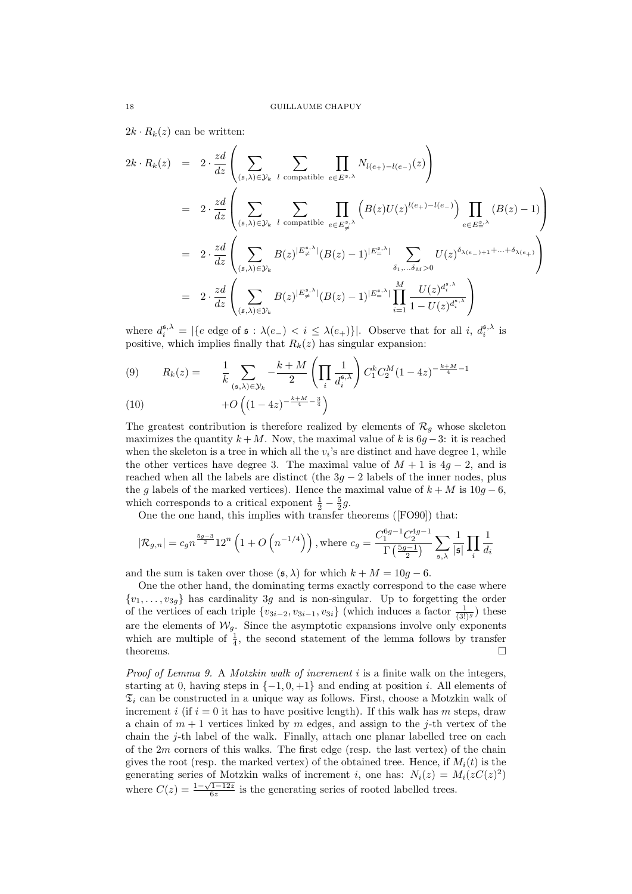$2k \cdot R_k(z)$ can be written:

$$
\begin{aligned}
2k \cdot R_k(z) &= 2 \cdot \frac{zd}{dz} \left( \sum_{(\mathfrak{s},\lambda)\in\mathcal{Y}_k} \sum_{l \text{ compatible}} \prod_{e\in E^{\mathfrak{s},\lambda}} N_{l(e_+)-l(e_-)}(z) \right) \\
&= 2 \cdot \frac{zd}{dz} \left( \sum_{(\mathfrak{s},\lambda)\in\mathcal{Y}_k} \sum_{l \text{ compatible}} \prod_{e\in E^{\mathfrak{s},\lambda}_{\neq}} \left( B(z) U(z)^{l(e_+)-l(e_-)} \right) \prod_{e\in E^{\mathfrak{s},\lambda}_{=}} (B(z)-1) \right) \\
&= 2 \cdot \frac{zd}{dz} \left( \sum_{(\mathfrak{s},\lambda)\in\mathcal{Y}_k} B(z)^{|E^{\mathfrak{s},\lambda}_{\neq}|} (B(z)-1)^{|E^{\mathfrak{s},\lambda}_{=}|} \sum_{\delta_1,\dots\delta_M>0} U(z)^{\delta_{\lambda(e_-)+1}+\dots+\delta_{\lambda(e_+)}} \right) \\
&= 2 \cdot \frac{zd}{dz} \left( \sum_{(\mathfrak{s},\lambda)\in\mathcal{Y}_k} B(z)^{|E^{\mathfrak{s},\lambda}_{\neq}|} (B(z)-1)^{|E^{\mathfrak{s},\lambda}_{=}|} \prod_{i=1}^{M} \frac{U(z)^{d_i^{\mathfrak{s},\lambda}}}{1-U(z)^{d_i^{\mathfrak{s},\lambda}}} \right)
\end{aligned}
$$

where $d_i^{\mathfrak{s},\lambda} = |\{e \text{ edge of } \mathfrak{s} : \lambda(e_-) < i \leq \lambda(e_+)\}|$. Observe that for all $i$, $d_i^{\mathfrak{s},\lambda}$ is positive, which implies finally that $R_k(z)$ has singular expansion:

$$
R_k(z) = \quad \frac{1}{k} \sum_{(\mathfrak{s},\lambda)\in\mathcal{Y}_k} -\frac{k+M}{2} \left( \prod_i \frac{1}{d_i^{\mathfrak{s},\lambda}} \right) C_1^k C_2^M (1-4z)^{-\frac{k+M}{4}-1} \tag{9}
$$

$$
+O\left( (1-4z)^{-\frac{k+M}{4}-\frac{3}{4}} \right) \tag{10}
$$

The greatest contribution is therefore realized by elements of $\mathcal{R}_g$ whose skeleton maximizes the quantity $k+M$. Now, the maximal value of $k$ is $6g-3$: it is reached when the skeleton is a tree in which all the $v_i$'s are distinct and have degree 1, while the other vertices have degree 3. The maximal value of $M+1$ is $4g-2$, and is reached when all the labels are distinct (the $3g-2$ labels of the inner nodes, plus the $g$ labels of the marked vertices). Hence the maximal value of $k+M$ is $10g-6$, which corresponds to a critical exponent $\frac{1}{2} - \frac{5}{2}g$.

One the one hand, this implies with transfer theorems ([FO90]) that:

$$
|\mathcal{R}_{g,n}| = c_g n^{\frac{5g-3}{2}} 12^n \left( 1 + O\left(n^{-1/4}\right)\right), \text{where } c_g = \frac{C_1^{6g-1} C_2^{4g-1}}{\Gamma\left(\frac{5g-1}{2}\right)} \sum_{\mathfrak{s},\lambda} \frac{1}{|\mathfrak{s}|} \prod_i \frac{1}{d_i}
$$

and the sum is taken over those $(\mathfrak{s},\lambda)$ for which $k+M = 10g-6$.

One the other hand, the dominating terms exactly correspond to the case where $\{v_1,\dots,v_{3g}\}$ has cardinality $3g$ and is non-singular. Up to forgetting the order of the vertices of each triple $\{v_{3i-2}, v_{3i-1}, v_{3i}\}$ (which induces a factor $\frac{1}{(3!)^g}$) these are the elements of $\mathcal{W}_g$. Since the asymptotic expansions involve only exponents which are multiple of $\frac{1}{4}$, the second statement of the lemma follows by transfer theorems. $\square$

*Proof of Lemma 9.* A *Motzkin walk of increment $i$* is a finite walk on the integers, starting at 0, having steps in $\{-1,0,+1\}$ and ending at position $i$. All elements of $\mathfrak{T}_i$ can be constructed in a unique way as follows. First, choose a Motzkin walk of increment $i$ (if $i=0$ it has to have positive length). If this walk has $m$ steps, draw a chain of $m+1$ vertices linked by $m$ edges, and assign to the $j$-th vertex of the chain the $j$-th label of the walk. Finally, attach one planar labelled tree on each of the $2m$ corners of this walks. The first edge (resp. the last vertex) of the chain gives the root (resp. the marked vertex) of the obtained tree. Hence, if $M_i(t)$ is the generating series of Motzkin walks of increment $i$, one has: $N_i(z) = M_i(zC(z)^2)$ where $C(z) = \frac{1-\sqrt{1-12z}}{6z}$ is the generating series of rooted labelled trees.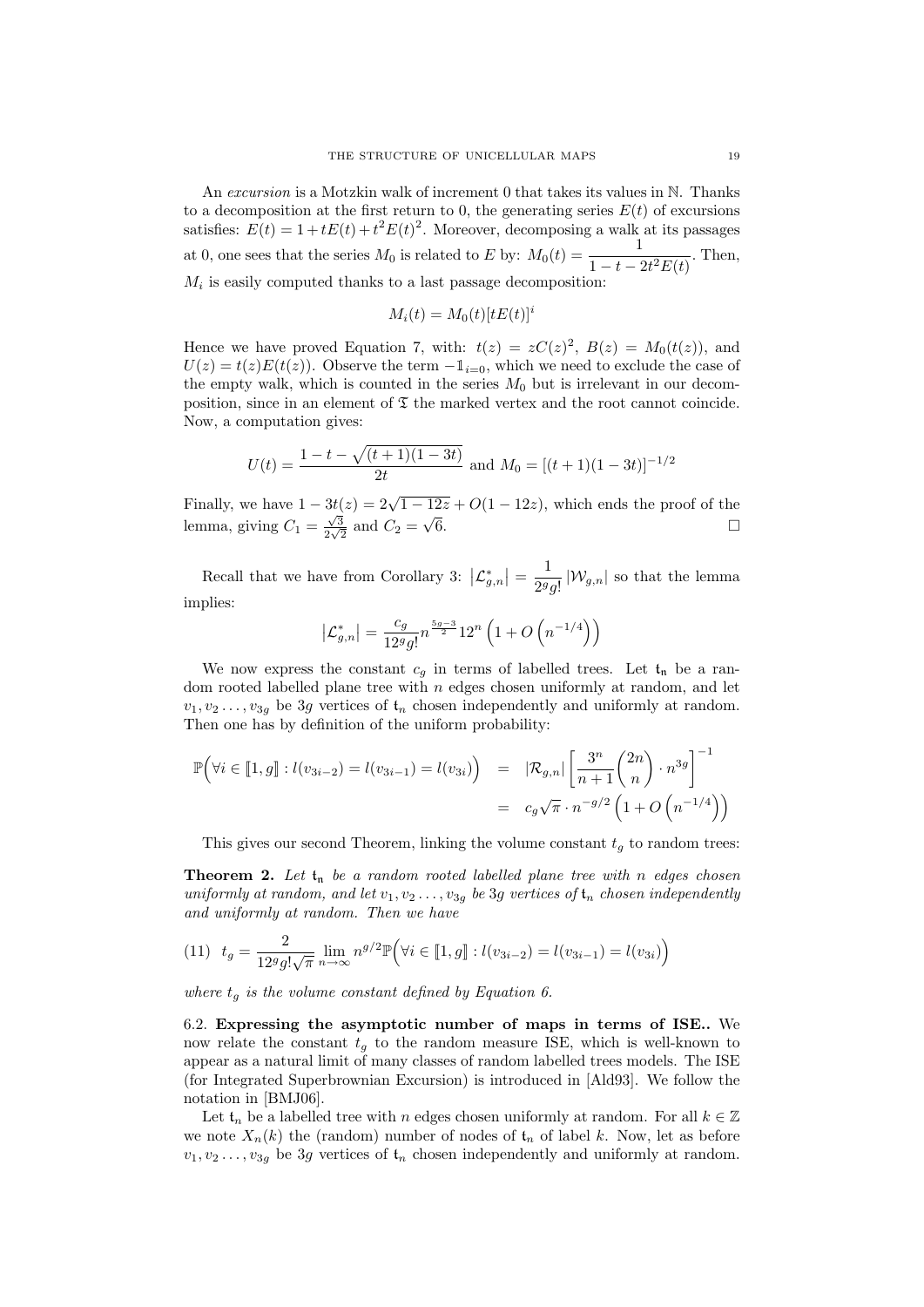An *excursion* is a Motzkin walk of increment 0 that takes its values in $\mathbb{N}$. Thanks to a decomposition at the first return to 0, the generating series $E(t)$ of excursions satisfies: $E(t) = 1 + tE(t) + t^2E(t)^2$. Moreover, decomposing a walk at its passages at 0, one sees that the series $M_0$ is related to $E$ by: $M_0(t) = \dfrac{1}{1 - t - 2t^2E(t)}$. Then, $M_i$ is easily computed thanks to a last passage decomposition:

$$M_i(t) = M_0(t)[tE(t)]^i$$

Hence we have proved Equation 7, with: $t(z) = zC(z)^2$, $B(z) = M_0(t(z))$, and $U(z) = t(z)E(t(z))$. Observe the term $-\mathbb{1}_{i=0}$, which we need to exclude the case of the empty walk, which is counted in the series $M_0$ but is irrelevant in our decomposition, since in an element of $\mathfrak{T}$ the marked vertex and the root cannot coincide. Now, a computation gives:

$$U(t) = \frac{1 - t - \sqrt{(t+1)(1-3t)}}{2t} \text{ and } M_0 = [(t+1)(1-3t)]^{-1/2}$$

Finally, we have $1 - 3t(z) = 2\sqrt{1 - 12z} + O(1 - 12z)$, which ends the proof of the lemma, giving $C_1 = \frac{\sqrt{3}}{2\sqrt{2}}$ and $C_2 = \sqrt{6}$. $\square$

Recall that we have from Corollary 3: $\left|\mathcal{L}^*_{g,n}\right| = \dfrac{1}{2^g g!}\left|\mathcal{W}_{g,n}\right|$ so that the lemma implies:

$$\left|\mathcal{L}^*_{g,n}\right| = \frac{c_g}{12^g g!} n^{\frac{5g-3}{2}} 12^n \left(1 + O\left(n^{-1/4}\right)\right)$$

We now express the constant $c_g$ in terms of labelled trees. Let $\mathsf{t_n}$ be a random rooted labelled plane tree with $n$ edges chosen uniformly at random, and let $v_1, v_2 \dots, v_{3g}$ be $3g$ vertices of $\mathsf{t}_n$ chosen independently and uniformly at random. Then one has by definition of the uniform probability:

$$\begin{aligned}
\mathbb{P}\Big(\forall i \in [\![1, g]\!] : l(v_{3i-2}) = l(v_{3i-1}) = l(v_{3i})\Big) &= |\mathcal{R}_{g,n}| \left[\frac{3^n}{n+1}\binom{2n}{n} \cdot n^{3g}\right]^{-1} \\
&= c_g\sqrt{\pi} \cdot n^{-g/2}\left(1 + O\left(n^{-1/4}\right)\right)
\end{aligned}$$

This gives our second Theorem, linking the volume constant $t_g$ to random trees:

**Theorem 2.** *Let $\mathsf{t_n}$ be a random rooted labelled plane tree with $n$ edges chosen uniformly at random, and let $v_1, v_2 \dots, v_{3g}$ be $3g$ vertices of $\mathsf{t}_n$ chosen independently and uniformly at random. Then we have*

$$(11)\quad t_g = \frac{2}{12^g g! \sqrt{\pi}} \lim_{n\to\infty} n^{g/2} \mathbb{P}\Big(\forall i \in [\![1, g]\!] : l(v_{3i-2}) = l(v_{3i-1}) = l(v_{3i})\Big)$$

*where $t_g$ is the volume constant defined by Equation 6.*

6.2. **Expressing the asymptotic number of maps in terms of ISE..** We now relate the constant $t_g$ to the random measure ISE, which is well-known to appear as a natural limit of many classes of random labelled trees models. The ISE (for Integrated Superbrownian Excursion) is introduced in [Ald93]. We follow the notation in [BMJ06].

Let $\mathsf{t}_n$ be a labelled tree with $n$ edges chosen uniformly at random. For all $k \in \mathbb{Z}$ we note $X_n(k)$ the (random) number of nodes of $\mathsf{t}_n$ of label $k$. Now, let as before $v_1, v_2 \dots, v_{3g}$ be $3g$ vertices of $\mathsf{t}_n$ chosen independently and uniformly at random.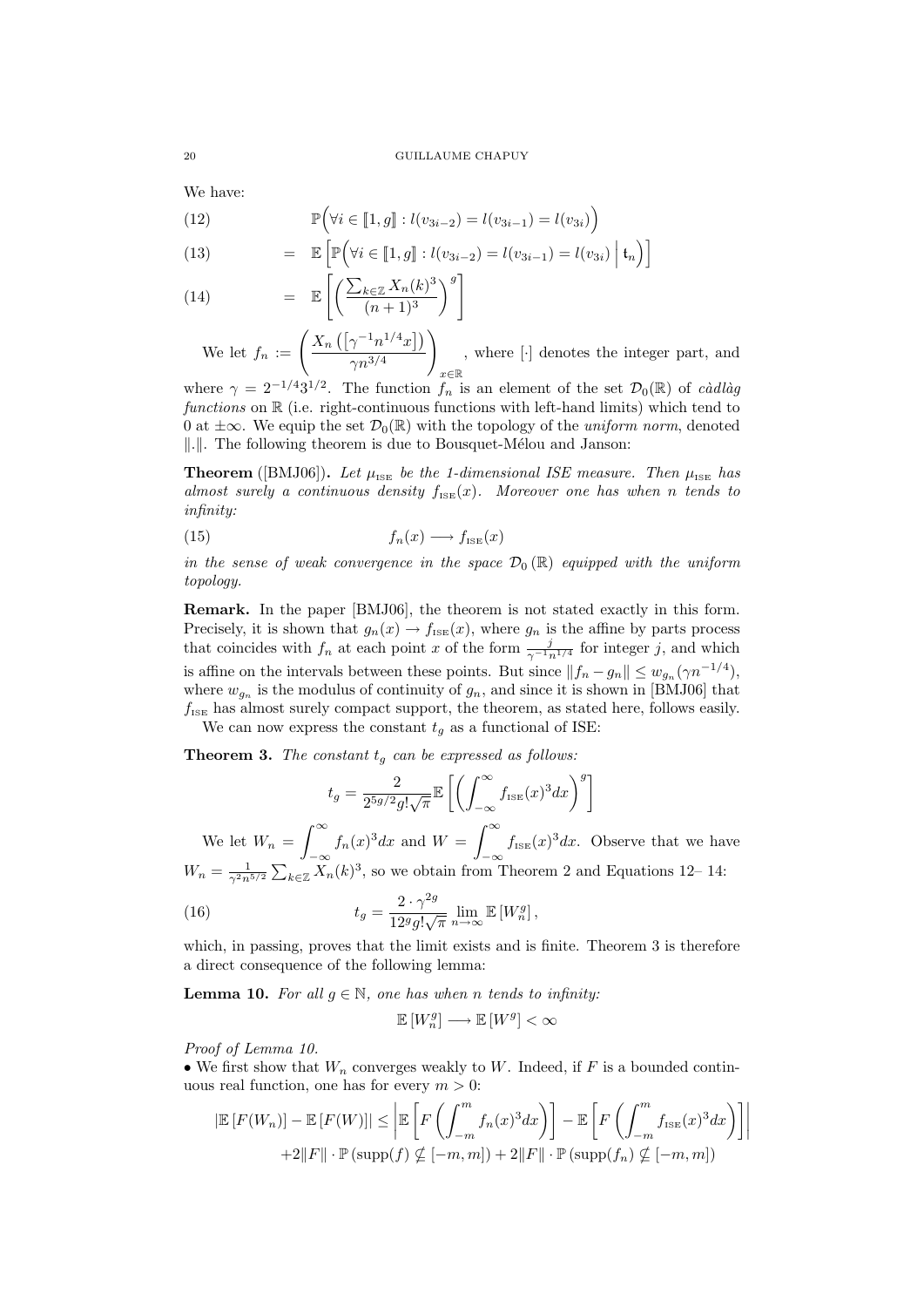We have:

$$\mathbb{P}\Big(\forall i \in [\![1, g]\!] : l(v_{3i-2}) = l(v_{3i-1}) = l(v_{3i})\Big) \tag{12}$$

$$= \mathbb{E}\left[\mathbb{P}\Big(\forall i \in [\![1, g]\!] : l(v_{3i-2}) = l(v_{3i-1}) = l(v_{3i}) \,\Big|\, \mathsf{t}_n\Big)\right] \tag{13}$$

$$= \mathbb{E}\left[\left(\frac{\sum_{k\in\mathbb{Z}} X_n(k)^3}{(n+1)^3}\right)^g\right] \tag{14}$$

We let $f_n := \left(\dfrac{X_n\left([\gamma^{-1}n^{1/4}x]\right)}{\gamma n^{3/4}}\right)_{x\in\mathbb{R}}$, where $[\cdot]$ denotes the integer part, and where $\gamma = 2^{-1/4}3^{1/2}$. The function $f_n$ is an element of the set $\mathcal{D}_0(\mathbb{R})$ of *càdlàg functions* on $\mathbb{R}$ (i.e. right-continuous functions with left-hand limits) which tend to 0 at $\pm\infty$. We equip the set $\mathcal{D}_0(\mathbb{R})$ with the topology of the *uniform norm*, denoted $\|.\|$. The following theorem is due to Bousquet-Mélou and Janson:

**Theorem** ([BMJ06])**.** *Let $\mu_{\text{ISE}}$ be the 1-dimensional ISE measure. Then $\mu_{\text{ISE}}$ has almost surely a continuous density $f_{\text{ISE}}(x)$. Moreover one has when $n$ tends to infinity:*

$$f_n(x) \longrightarrow f_{\text{ISE}}(x) \tag{15}$$

*in the sense of weak convergence in the space $\mathcal{D}_0(\mathbb{R})$ equipped with the uniform topology.*

**Remark.** In the paper [BMJ06], the theorem is not stated exactly in this form. Precisely, it is shown that $g_n(x) \to f_{\text{ISE}}(x)$, where $g_n$ is the affine by parts process that coincides with $f_n$ at each point $x$ of the form $\frac{j}{\gamma^{-1}n^{1/4}}$ for integer $j$, and which is affine on the intervals between these points. But since $\|f_n - g_n\| \leq w_{g_n}(\gamma n^{-1/4})$, where $w_{g_n}$ is the modulus of continuity of $g_n$, and since it is shown in [BMJ06] that $f_{\text{ISE}}$ has almost surely compact support, the theorem, as stated here, follows easily.

We can now express the constant $t_g$ as a functional of ISE:

**Theorem 3.** *The constant $t_g$ can be expressed as follows:*

$$t_g = \frac{2}{2^{5g/2}g!\sqrt{\pi}}\mathbb{E}\left[\left(\int_{-\infty}^{\infty} f_{\text{ISE}}(x)^3 dx\right)^g\right]$$

We let $W_n = \displaystyle\int_{-\infty}^{\infty} f_n(x)^3 dx$ and $W = \displaystyle\int_{-\infty}^{\infty} f_{\text{ISE}}(x)^3 dx$. Observe that we have $W_n = \frac{1}{\gamma^2 n^{5/2}} \sum_{k\in\mathbb{Z}} X_n(k)^3$, so we obtain from Theorem 2 and Equations 12– 14:

$$t_g = \frac{2 \cdot \gamma^{2g}}{12^g g!\sqrt{\pi}} \lim_{n\to\infty} \mathbb{E}\left[W_n^g\right], \tag{16}$$

which, in passing, proves that the limit exists and is finite. Theorem 3 is therefore a direct consequence of the following lemma:

**Lemma 10.** *For all $g \in \mathbb{N}$, one has when $n$ tends to infinity:*

$$\mathbb{E}\left[W_n^g\right] \longrightarrow \mathbb{E}\left[W^g\right] < \infty$$

*Proof of Lemma 10.*

• We first show that $W_n$ converges weakly to $W$. Indeed, if $F$ is a bounded continuous real function, one has for every $m > 0$:

$$\begin{aligned}|\mathbb{E}\left[F(W_n)\right] - \mathbb{E}\left[F(W)\right]| \leq& \left|\mathbb{E}\left[F\left(\int_{-m}^{m} f_n(x)^3 dx\right)\right] - \mathbb{E}\left[F\left(\int_{-m}^{m} f_{\text{ISE}}(x)^3 dx\right)\right]\right| \\ &+ 2\|F\| \cdot \mathbb{P}\left(\text{supp}(f) \not\subseteq [-m, m]\right) + 2\|F\| \cdot \mathbb{P}\left(\text{supp}(f_n) \not\subseteq [-m, m]\right)\end{aligned}$$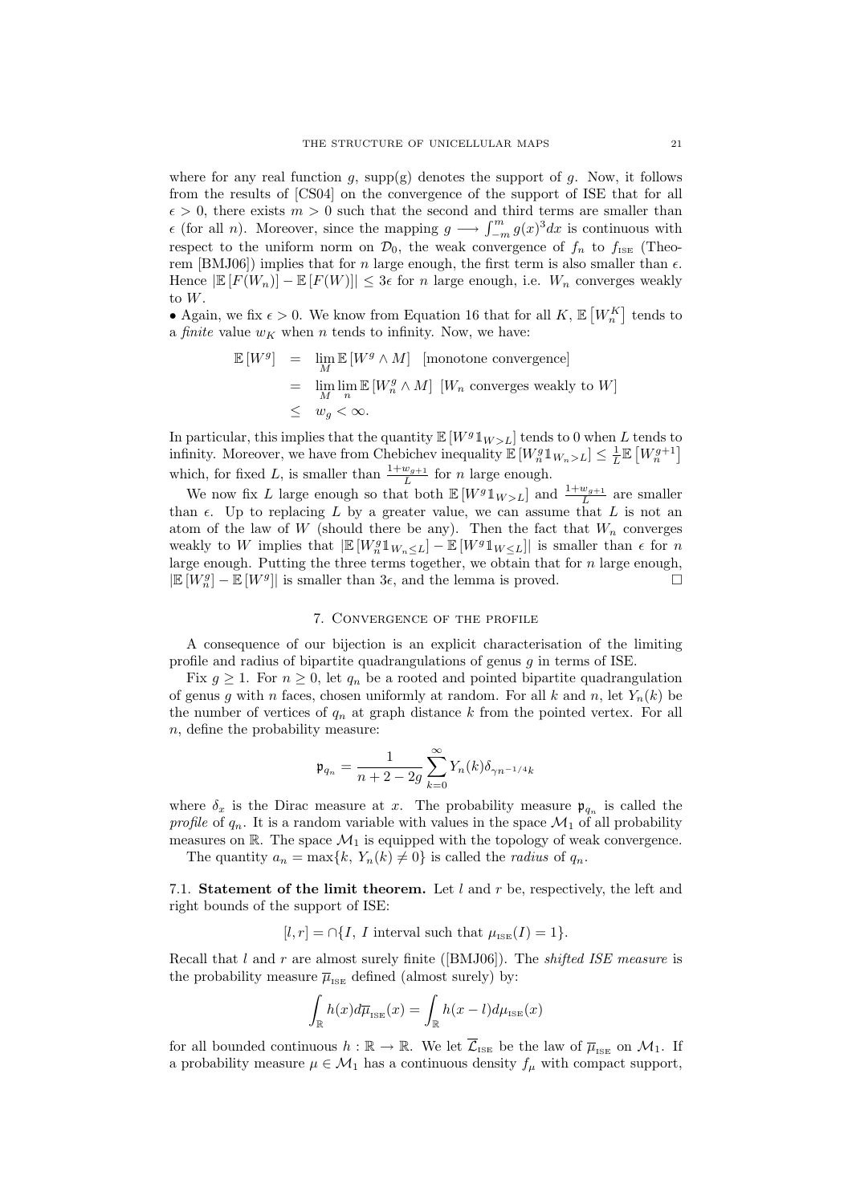where for any real function $g$, supp(g) denotes the support of $g$. Now, it follows from the results of [CS04] on the convergence of the support of ISE that for all $\epsilon > 0$, there exists $m > 0$ such that the second and third terms are smaller than $\epsilon$ (for all $n$). Moreover, since the mapping $g \longrightarrow \int_{-m}^{m} g(x)^3 dx$ is continuous with respect to the uniform norm on $\mathcal{D}_0$, the weak convergence of $f_n$ to $f_{\text{ISE}}$ (Theorem [BMJ06]) implies that for $n$ large enough, the first term is also smaller than $\epsilon$. Hence $|\mathbb{E}[F(W_n)] - \mathbb{E}[F(W)]| \leq 3\epsilon$ for $n$ large enough, i.e. $W_n$ converges weakly to $W$.

• Again, we fix $\epsilon > 0$. We know from Equation 16 that for all $K$, $\mathbb{E}\left[W_n^K\right]$ tends to a *finite* value $w_K$ when $n$ tends to infinity. Now, we have:

$$
\begin{aligned}
\mathbb{E}[W^g] &= \lim_M \mathbb{E}[W^g \wedge M] \quad \text{[monotone convergence]} \\
&= \lim_M \lim_n \mathbb{E}[W_n^g \wedge M] \quad [W_n \text{ converges weakly to } W] \\
&\leq w_g < \infty.
\end{aligned}
$$

In particular, this implies that the quantity $\mathbb{E}[W^g \mathbb{1}_{W>L}]$ tends to 0 when $L$ tends to infinity. Moreover, we have from Chebichev inequality $\mathbb{E}[W_n^g \mathbb{1}_{W_n>L}] \leq \frac{1}{L}\mathbb{E}\left[W_n^{g+1}\right]$ which, for fixed $L$, is smaller than $\frac{1+w_{g+1}}{L}$ for $n$ large enough.

We now fix $L$ large enough so that both $\mathbb{E}[W^g \mathbb{1}_{W>L}]$ and $\frac{1+w_{g+1}}{L}$ are smaller than $\epsilon$. Up to replacing $L$ by a greater value, we can assume that $L$ is not an atom of the law of $W$ (should there be any). Then the fact that $W_n$ converges weakly to $W$ implies that $|\mathbb{E}[W_n^g \mathbb{1}_{W_n \leq L}] - \mathbb{E}[W^g \mathbb{1}_{W \leq L}]|$ is smaller than $\epsilon$ for $n$ large enough. Putting the three terms together, we obtain that for $n$ large enough, $|\mathbb{E}[W_n^g] - \mathbb{E}[W^g]|$ is smaller than $3\epsilon$, and the lemma is proved. □

## 7. Convergence of the profile

A consequence of our bijection is an explicit characterisation of the limiting profile and radius of bipartite quadrangulations of genus $g$ in terms of ISE.

Fix $g \geq 1$. For $n \geq 0$, let $q_n$ be a rooted and pointed bipartite quadrangulation of genus $g$ with $n$ faces, chosen uniformly at random. For all $k$ and $n$, let $Y_n(k)$ be the number of vertices of $q_n$ at graph distance $k$ from the pointed vertex. For all $n$, define the probability measure:

$$
\mathfrak{p}_{q_n} = \frac{1}{n+2-2g} \sum_{k=0}^{\infty} Y_n(k) \delta_{\gamma n^{-1/4} k}
$$

where $\delta_x$ is the Dirac measure at $x$. The probability measure $\mathfrak{p}_{q_n}$ is called the *profile* of $q_n$. It is a random variable with values in the space $\mathcal{M}_1$ of all probability measures on $\mathbb{R}$. The space $\mathcal{M}_1$ is equipped with the topology of weak convergence.

The quantity $a_n = \max\{k,\, Y_n(k) \neq 0\}$ is called the *radius* of $q_n$.

### 7.1. Statement of the limit theorem.

Let $l$ and $r$ be, respectively, the left and right bounds of the support of ISE:

$$
[l, r] = \cap\{I,\ I \text{ interval such that } \mu_{\text{ISE}}(I) = 1\}.
$$

Recall that $l$ and $r$ are almost surely finite ([BMJ06]). The *shifted ISE measure* is the probability measure $\overline{\mu}_{\text{ISE}}$ defined (almost surely) by:

$$
\int_{\mathbb{R}} h(x) d\overline{\mu}_{\text{ISE}}(x) = \int_{\mathbb{R}} h(x-l) d\mu_{\text{ISE}}(x)
$$

for all bounded continuous $h : \mathbb{R} \to \mathbb{R}$. We let $\overline{\mathcal{L}}_{\text{ISE}}$ be the law of $\overline{\mu}_{\text{ISE}}$ on $\mathcal{M}_1$. If a probability measure $\mu \in \mathcal{M}_1$ has a continuous density $f_\mu$ with compact support,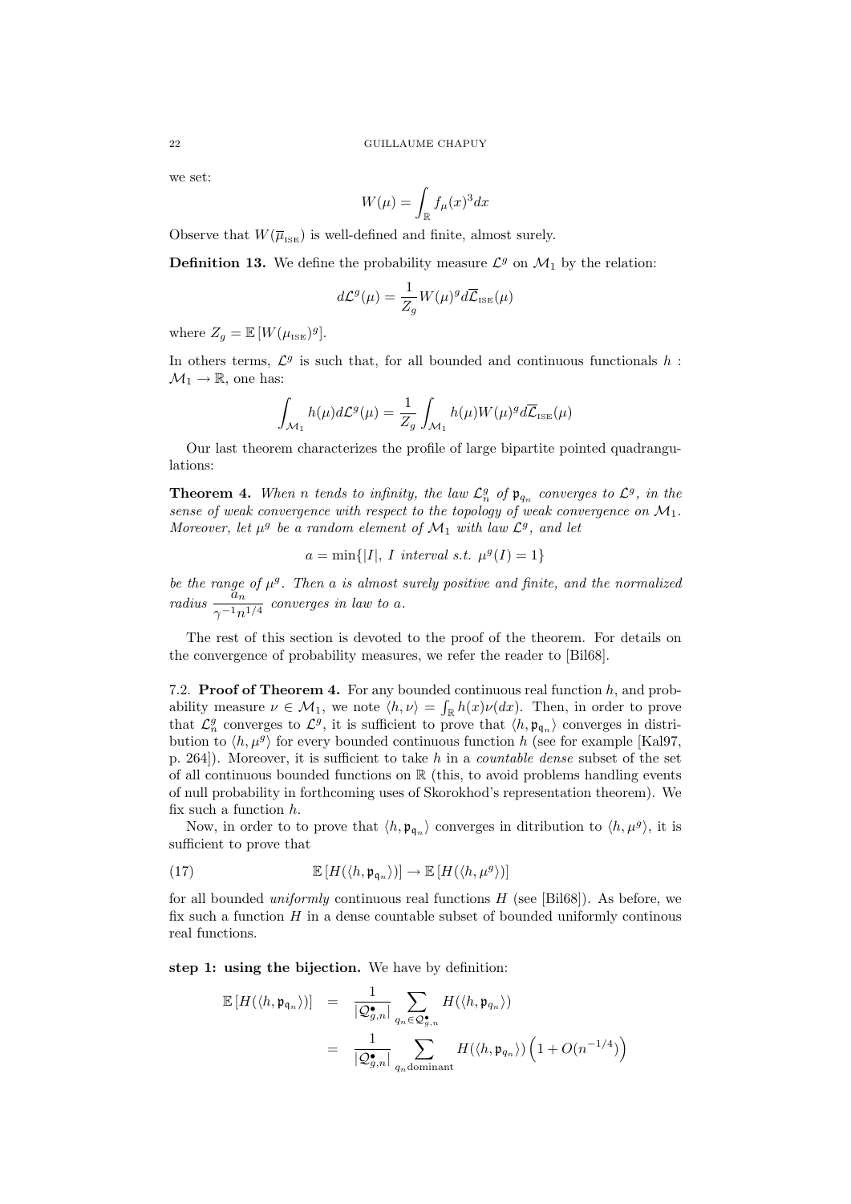we set:

$$W(\mu) = \int_{\mathbb{R}} f_\mu(x)^3 dx$$

Observe that $W(\overline{\mu}_{\text{ISE}})$ is well-defined and finite, almost surely.

**Definition 13.** We define the probability measure $\mathcal{L}^g$ on $\mathcal{M}_1$ by the relation:

$$d\mathcal{L}^g(\mu) = \frac{1}{Z_g} W(\mu)^g d\overline{\mathcal{L}}_{\text{ISE}}(\mu)$$

where $Z_g = \mathbb{E}\left[W(\mu_{\text{ISE}})^g\right]$.

In others terms, $\mathcal{L}^g$ is such that, for all bounded and continuous functionals $h : \mathcal{M}_1 \to \mathbb{R}$, one has:

$$\int_{\mathcal{M}_1} h(\mu) d\mathcal{L}^g(\mu) = \frac{1}{Z_g} \int_{\mathcal{M}_1} h(\mu) W(\mu)^g d\overline{\mathcal{L}}_{\text{ISE}}(\mu)$$

Our last theorem characterizes the profile of large bipartite pointed quadrangulations:

**Theorem 4.** *When $n$ tends to infinity, the law $\mathcal{L}_n^g$ of $\mathfrak{p}_{q_n}$ converges to $\mathcal{L}^g$, in the sense of weak convergence with respect to the topology of weak convergence on $\mathcal{M}_1$. Moreover, let $\mu^g$ be a random element of $\mathcal{M}_1$ with law $\mathcal{L}^g$, and let*

$$a = \min\{|I|,\ I \text{ interval s.t. } \mu^g(I) = 1\}$$

*be the range of $\mu^g$. Then $a$ is almost surely positive and finite, and the normalized radius $\dfrac{a_n}{\gamma^{-1} n^{1/4}}$ converges in law to $a$.*

The rest of this section is devoted to the proof of the theorem. For details on the convergence of probability measures, we refer the reader to [Bil68].

7.2. **Proof of Theorem 4.** For any bounded continuous real function $h$, and probability measure $\nu \in \mathcal{M}_1$, we note $\langle h, \nu \rangle = \int_{\mathbb{R}} h(x)\nu(dx)$. Then, in order to prove that $\mathcal{L}_n^g$ converges to $\mathcal{L}^g$, it is sufficient to prove that $\langle h, \mathfrak{p}_{\mathfrak{q}_n} \rangle$ converges in distribution to $\langle h, \mu^g \rangle$ for every bounded continuous function $h$ (see for example [Kal97, p. 264]). Moreover, it is sufficient to take $h$ in a *countable dense* subset of the set of all continuous bounded functions on $\mathbb{R}$ (this, to avoid problems handling events of null probability in forthcoming uses of Skorokhod's representation theorem). We fix such a function $h$.

Now, in order to to prove that $\langle h, \mathfrak{p}_{\mathfrak{q}_n} \rangle$ converges in ditribution to $\langle h, \mu^g \rangle$, it is sufficient to prove that

$$\mathbb{E}\left[H(\langle h, \mathfrak{p}_{\mathfrak{q}_n} \rangle)\right] \to \mathbb{E}\left[H(\langle h, \mu^g \rangle)\right] \tag{17}$$

for all bounded *uniformly* continuous real functions $H$ (see [Bil68]). As before, we fix such a function $H$ in a dense countable subset of bounded uniformly continous real functions.

**step 1: using the bijection.** We have by definition:

$$\begin{aligned}
\mathbb{E}\left[H(\langle h, \mathfrak{p}_{\mathfrak{q}_n} \rangle)\right] &= \frac{1}{|\mathcal{Q}_{g,n}^\bullet|} \sum_{q_n \in \mathcal{Q}_{g,n}^\bullet} H(\langle h, \mathfrak{p}_{q_n} \rangle) \\
&= \frac{1}{|\mathcal{Q}_{g,n}^\bullet|} \sum_{q_n \text{dominant}} H(\langle h, \mathfrak{p}_{q_n} \rangle) \left(1 + O(n^{-1/4})\right)
\end{aligned}$$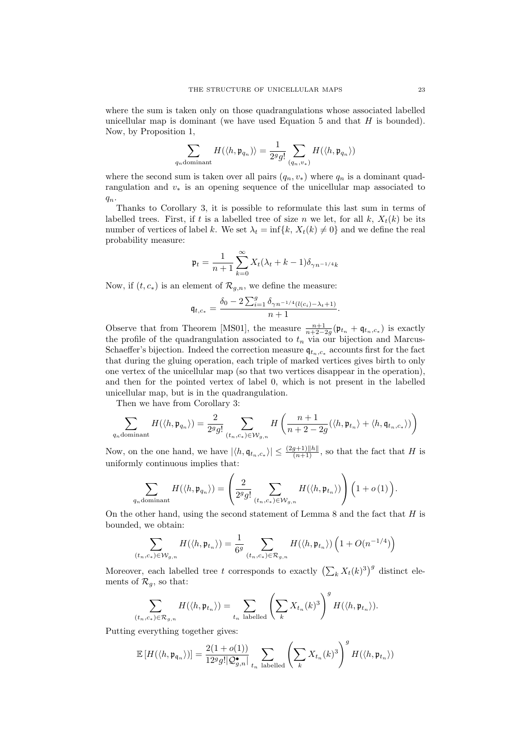where the sum is taken only on those quadrangulations whose associated labelled unicellular map is dominant (we have used Equation 5 and that $H$ is bounded). Now, by Proposition 1,

$$\sum_{q_n \text{dominant}} H(\langle h, \mathfrak{p}_{q_n} \rangle) = \frac{1}{2^g g!} \sum_{(q_n, v_*)} H(\langle h, \mathfrak{p}_{q_n} \rangle)$$

where the second sum is taken over all pairs $(q_n, v_*)$ where $q_n$ is a dominant quadrangulation and $v_*$ is an opening sequence of the unicellular map associated to $q_n$.

Thanks to Corollary 3, it is possible to reformulate this last sum in terms of labelled trees. First, if $t$ is a labelled tree of size $n$ we let, for all $k$, $X_t(k)$ be its number of vertices of label $k$. We set $\lambda_t = \inf\{k, X_t(k) \neq 0\}$ and we define the real probability measure:

$$\mathfrak{p}_t = \frac{1}{n+1} \sum_{k=0}^{\infty} X_t(\lambda_t + k - 1) \delta_{\gamma n^{-1/4} k}$$

Now, if $(t, c_*)$ is an element of $\mathcal{R}_{g,n}$, we define the measure:

$$\mathfrak{q}_{t,c_*} = \frac{\delta_0 - 2\sum_{i=1}^{g} \delta_{\gamma n^{-1/4}(l(c_i) - \lambda_t + 1)}}{n+1}.$$

Observe that from Theorem [MS01], the measure $\frac{n+1}{n+2-2g}(\mathfrak{p}_{t_n} + \mathfrak{q}_{t_n,c_*})$ is exactly the profile of the quadrangulation associated to $t_n$ via our bijection and Marcus-Schaeffer's bijection. Indeed the correction measure $\mathfrak{q}_{t_n,c_*}$ accounts first for the fact that during the gluing operation, each triple of marked vertices gives birth to only one vertex of the unicellular map (so that two vertices disappear in the operation), and then for the pointed vertex of label 0, which is not present in the labelled unicellular map, but is in the quadrangulation.

Then we have from Corollary 3:

$$\sum_{q_n \text{dominant}} H(\langle h, \mathfrak{p}_{q_n} \rangle) = \frac{2}{2^g g!} \sum_{(t_n, c_*) \in \mathcal{W}_{g,n}} H\left(\frac{n+1}{n+2-2g}(\langle h, \mathfrak{p}_{t_n} \rangle + \langle h, \mathfrak{q}_{t_n,c_*} \rangle)\right)$$

Now, on the one hand, we have $|\langle h, \mathfrak{q}_{t_n,c_*} \rangle| \leq \frac{(2g+1)\|h\|}{(n+1)}$, so that the fact that $H$ is uniformly continuous implies that:

$$\sum_{q_n \text{dominant}} H(\langle h, \mathfrak{p}_{q_n} \rangle) = \left(\frac{2}{2^g g!} \sum_{(t_n, c_*) \in \mathcal{W}_{g,n}} H(\langle h, \mathfrak{p}_{t_n} \rangle)\right)\Big(1 + o(1)\Big).$$

On the other hand, using the second statement of Lemma 8 and the fact that $H$ is bounded, we obtain:

$$\sum_{(t_n, c_*) \in \mathcal{W}_{g,n}} H(\langle h, \mathfrak{p}_{t_n} \rangle) = \frac{1}{6^g} \sum_{(t_n, c_*) \in \mathcal{R}_{g,n}} H(\langle h, \mathfrak{p}_{t_n} \rangle)\Big(1 + O(n^{-1/4})\Big)$$

Moreover, each labelled tree $t$ corresponds to exactly $\left(\sum_k X_t(k)^3\right)^g$ distinct elements of $\mathcal{R}_g$, so that:

$$\sum_{(t_n, c_*) \in \mathcal{R}_{g,n}} H(\langle h, \mathfrak{p}_{t_n} \rangle) = \sum_{t_n \text{ labelled}} \left(\sum_k X_{t_n}(k)^3\right)^g H(\langle h, \mathfrak{p}_{t_n} \rangle).$$

Putting everything together gives:

$$\mathbb{E}\left[H(\langle h, \mathfrak{p}_{\mathfrak{q}_n} \rangle)\right] = \frac{2(1+o(1))}{12^g g! |\mathcal{Q}^\bullet_{g,n}|} \sum_{t_n \text{ labelled}} \left(\sum_k X_{t_n}(k)^3\right)^g H(\langle h, \mathfrak{p}_{t_n} \rangle)$$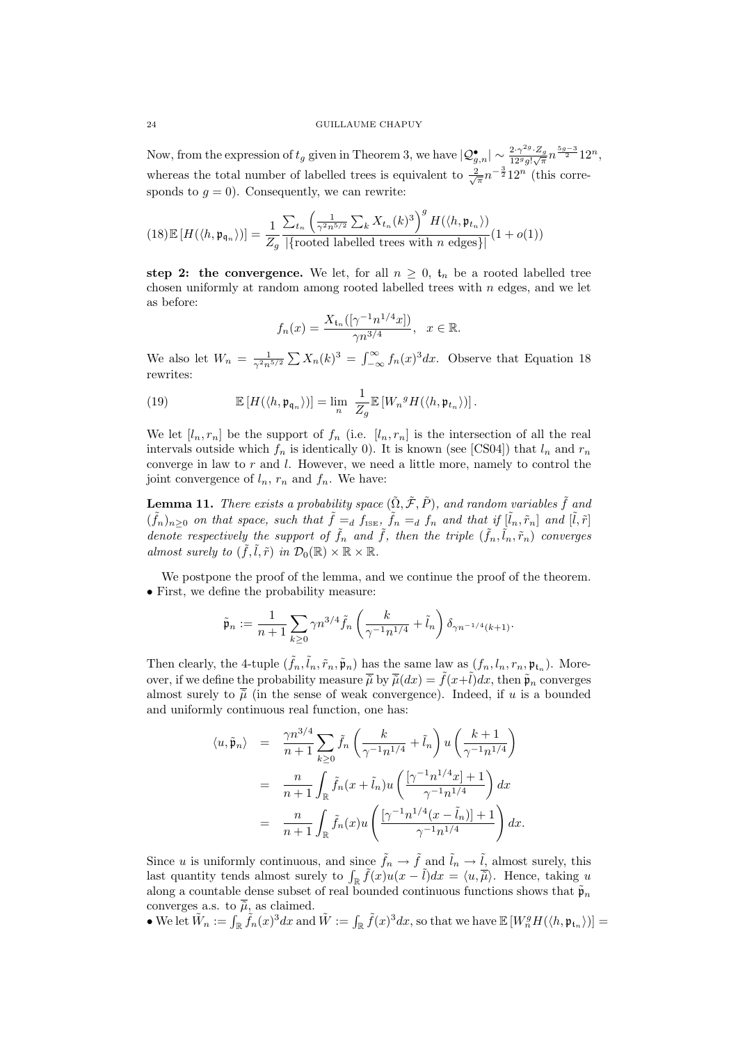Now, from the expression of $t_g$ given in Theorem 3, we have $|\mathcal{Q}^\bullet_{g,n}| \sim \frac{2\cdot\gamma^{2g}\cdot Z_g}{12^g g!\sqrt{\pi}} n^{\frac{5g-3}{2}} 12^n$, whereas the total number of labelled trees is equivalent to $\frac{2}{\sqrt{\pi}} n^{-\frac{3}{2}} 12^n$ (this corresponds to $g=0$). Consequently, we can rewrite:

$$(18)\, \mathbb{E}\left[H(\langle h, \mathfrak{p}_{\mathfrak{q}_n}\rangle)\right] = \frac{1}{Z_g} \frac{\sum_{t_n}\left(\frac{1}{\gamma^2 n^{5/2}}\sum_k X_{t_n}(k)^3\right)^g H(\langle h, \mathfrak{p}_{t_n}\rangle)}{|\{\text{rooted labelled trees with } n \text{ edges}\}|}(1+o(1))$$

**step 2: the convergence.** We let, for all $n \geq 0$, $\mathfrak{t}_n$ be a rooted labelled tree chosen uniformly at random among rooted labelled trees with $n$ edges, and we let as before:

$$f_n(x) = \frac{X_{\mathfrak{t}_n}([\gamma^{-1} n^{1/4} x])}{\gamma n^{3/4}}, \quad x \in \mathbb{R}.$$

We also let $W_n = \frac{1}{\gamma^2 n^{5/2}} \sum X_n(k)^3 = \int_{-\infty}^{\infty} f_n(x)^3 dx$. Observe that Equation 18 rewrites:

$$\mathbb{E}\left[H(\langle h, \mathfrak{p}_{\mathfrak{q}_n}\rangle)\right] = \lim_n \; \frac{1}{Z_g}\mathbb{E}\left[{W_n}^g H(\langle h, \mathfrak{p}_{t_n}\rangle)\right]. \tag{19}$$

We let $[l_n, r_n]$ be the support of $f_n$ (i.e. $[l_n, r_n]$ is the intersection of all the real intervals outside which $f_n$ is identically 0). It is known (see [CS04]) that $l_n$ and $r_n$ converge in law to $r$ and $l$. However, we need a little more, namely to control the joint convergence of $l_n$, $r_n$ and $f_n$. We have:

**Lemma 11.** *There exists a probability space $(\tilde{\Omega}, \tilde{\mathcal{F}}, \tilde{P})$, and random variables $\tilde{f}$ and $(\tilde{f}_n)_{n\geq 0}$ on that space, such that $\tilde{f} =_d f_{\text{ISE}}$, $\tilde{f}_n =_d f_n$ and that if $[\tilde{l}_n, \tilde{r}_n]$ and $[\tilde{l}, \tilde{r}]$ denote respectively the support of $\tilde{f}_n$ and $\tilde{f}$, then the triple $(\tilde{f}_n, \tilde{l}_n, \tilde{r}_n)$ converges almost surely to $(\tilde{f}, \tilde{l}, \tilde{r})$ in $\mathcal{D}_0(\mathbb{R}) \times \mathbb{R} \times \mathbb{R}$.*

We postpone the proof of the lemma, and we continue the proof of the theorem.
• First, we define the probability measure:

$$\tilde{\mathfrak{p}}_n := \frac{1}{n+1}\sum_{k\geq 0} \gamma n^{3/4} \tilde{f}_n\left(\frac{k}{\gamma^{-1} n^{1/4}} + \tilde{l}_n\right)\delta_{\gamma n^{-1/4}(k+1)}.$$

Then clearly, the 4-tuple $(\tilde{f}_n, \tilde{l}_n, \tilde{r}_n, \tilde{\mathfrak{p}}_n)$ has the same law as $(f_n, l_n, r_n, \mathfrak{p}_{\mathfrak{t}_n})$. Moreover, if we define the probability measure $\overline{\tilde{\mu}}$ by $\overline{\tilde{\mu}}(dx) = \tilde{f}(x+\tilde{l})dx$, then $\tilde{\mathfrak{p}}_n$ converges almost surely to $\overline{\tilde{\mu}}$ (in the sense of weak convergence). Indeed, if $u$ is a bounded and uniformly continuous real function, one has:

$$\begin{aligned}
\langle u, \tilde{\mathfrak{p}}_n\rangle &= \frac{\gamma n^{3/4}}{n+1}\sum_{k\geq 0}\tilde{f}_n\left(\frac{k}{\gamma^{-1}n^{1/4}} + \tilde{l}_n\right) u\left(\frac{k+1}{\gamma^{-1}n^{1/4}}\right) \\
&= \frac{n}{n+1}\int_{\mathbb{R}} \tilde{f}_n(x+\tilde{l}_n) u\left(\frac{[\gamma^{-1}n^{1/4}x]+1}{\gamma^{-1}n^{1/4}}\right)dx \\
&= \frac{n}{n+1}\int_{\mathbb{R}} \tilde{f}_n(x) u\left(\frac{[\gamma^{-1}n^{1/4}(x-\tilde{l}_n)]+1}{\gamma^{-1}n^{1/4}}\right)dx.
\end{aligned}$$

Since $u$ is uniformly continuous, and since $\tilde{f}_n \to \tilde{f}$ and $\tilde{l}_n \to \tilde{l}$, almost surely, this last quantity tends almost surely to $\int_{\mathbb{R}} \tilde{f}(x) u(x-\tilde{l})dx = \langle u, \overline{\tilde{\mu}}\rangle$. Hence, taking $u$ along a countable dense subset of real bounded continuous functions shows that $\tilde{\mathfrak{p}}_n$ converges a.s. to $\overline{\tilde{\mu}}$, as claimed.
• We let $\tilde{W}_n := \int_{\mathbb{R}} \tilde{f}_n(x)^3 dx$ and $\tilde{W} := \int_{\mathbb{R}} \tilde{f}(x)^3 dx$, so that we have $\mathbb{E}\left[W_n^g H(\langle h, \mathfrak{p}_{\mathfrak{t}_n}\rangle)\right] =$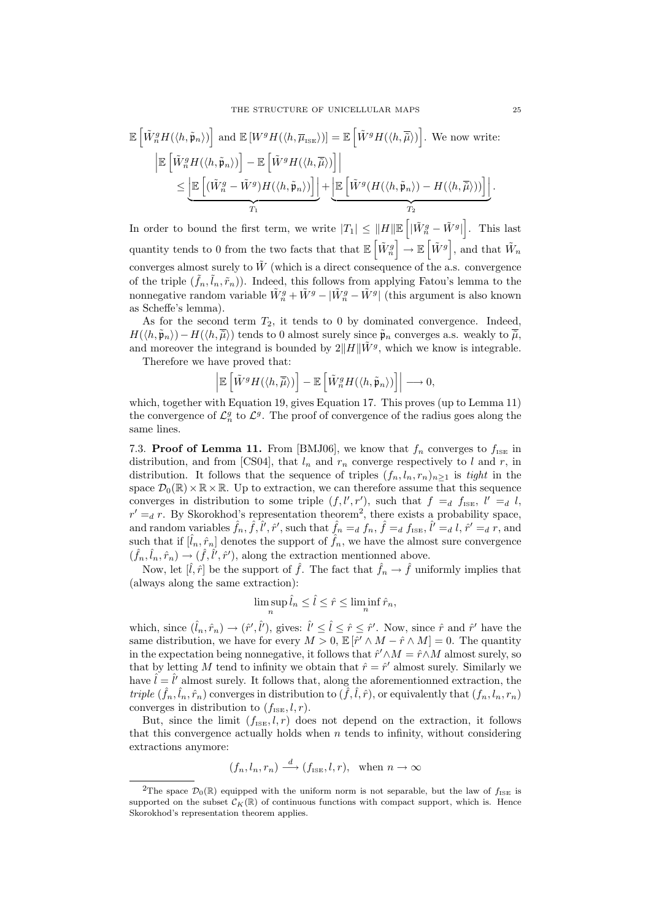$\mathbb{E}\left[\tilde{W}_n^g H(\langle h, \tilde{\mathfrak{p}}_n\rangle)\right]$ and $\mathbb{E}\left[W^g H(\langle h, \overline{\mu}_{\text{ISE}}\rangle)\right] = \mathbb{E}\left[\tilde{W}^g H(\langle h, \overline{\tilde{\mu}}\rangle)\right]$. We now write:

$$
\begin{aligned}
&\left|\mathbb{E}\left[\tilde{W}_n^g H(\langle h, \tilde{\mathfrak{p}}_n\rangle)\right] - \mathbb{E}\left[\tilde{W}^g H(\langle h, \overline{\tilde{\mu}}\rangle)\right]\right| \\
&\qquad \leq \underbrace{\left|\mathbb{E}\left[(\tilde{W}_n^g - \tilde{W}^g) H(\langle h, \tilde{\mathfrak{p}}_n\rangle)\right]\right|}_{T_1} + \underbrace{\left|\mathbb{E}\left[\tilde{W}^g (H(\langle h, \tilde{\mathfrak{p}}_n\rangle) - H(\langle h, \overline{\tilde{\mu}}\rangle))\right]\right|}_{T_2}.
\end{aligned}
$$

In order to bound the first term, we write $|T_1| \leq \|H\| \mathbb{E}\left[|\tilde{W}_n^g - \tilde{W}^g|\right]$. This last quantity tends to 0 from the two facts that that $\mathbb{E}\left[\tilde{W}_n^g\right] \to \mathbb{E}\left[\tilde{W}^g\right]$, and that $\tilde{W}_n$ converges almost surely to $\tilde{W}$ (which is a direct consequence of the a.s. convergence of the triple $(\tilde{f}_n, \tilde{l}_n, \tilde{r}_n)$). Indeed, this follows from applying Fatou's lemma to the nonnegative random variable $\tilde{W}_n^g + \tilde{W}^g - |\tilde{W}_n^g - \tilde{W}^g|$ (this argument is also known as Scheffe's lemma).

As for the second term $T_2$, it tends to 0 by dominated convergence. Indeed, $H(\langle h, \tilde{\mathfrak{p}}_n\rangle) - H(\langle h, \overline{\tilde{\mu}}\rangle)$ tends to 0 almost surely since $\tilde{\mathfrak{p}}_n$ converges a.s. weakly to $\overline{\tilde{\mu}}$, and moreover the integrand is bounded by $2\|H\|\tilde{W}^g$, which we know is integrable.

Therefore we have proved that:

$$
\left|\mathbb{E}\left[\tilde{W}^g H(\langle h, \overline{\tilde{\mu}}\rangle)\right] - \mathbb{E}\left[\tilde{W}_n^g H(\langle h, \tilde{\mathfrak{p}}_n\rangle)\right]\right| \longrightarrow 0,
$$

which, together with Equation 19, gives Equation 17. This proves (up to Lemma 11) the convergence of $\mathcal{L}_n^g$ to $\mathcal{L}^g$. The proof of convergence of the radius goes along the same lines.

7.3. **Proof of Lemma 11.** From [BMJ06], we know that $f_n$ converges to $f_{\text{ISE}}$ in distribution, and from [CS04], that $l_n$ and $r_n$ converge respectively to $l$ and $r$, in distribution. It follows that the sequence of triples $(f_n, l_n, r_n)_{n\geq 1}$ is *tight* in the space $\mathcal{D}_0(\mathbb{R}) \times \mathbb{R} \times \mathbb{R}$. Up to extraction, we can therefore assume that this sequence converges in distribution to some triple $(f, l', r')$, such that $f =_d f_{\text{ISE}}$, $l' =_d l$, $r' =_d r$. By Skorokhod's representation theorem[2], there exists a probability space, and random variables $\hat{f}_n, \hat{f}, \hat{l}', \hat{r}'$, such that $\hat{f}_n =_d f_n$, $\hat{f} =_d f_{\text{ISE}}$, $\hat{l}' =_d l$, $\hat{r}' =_d r$, and such that if $[\hat{l}_n, \hat{r}_n]$ denotes the support of $\hat{f}_n$, we have the almost sure convergence $(\hat{f}_n, \hat{l}_n, \hat{r}_n) \to (\hat{f}, \hat{l}', \hat{r}')$, along the extraction mentionned above.

Now, let $[\hat{l}, \hat{r}]$ be the support of $\hat{f}$. The fact that $\hat{f}_n \to \hat{f}$ uniformly implies that (always along the same extraction):

$$
\limsup_n \hat{l}_n \leq \hat{l} \leq \hat{r} \leq \liminf_n \hat{r}_n,
$$

which, since $(\hat{l}_n, \hat{r}_n) \to (\hat{r}', \hat{l}')$, gives: $\hat{l}' \leq \hat{l} \leq \hat{r} \leq \hat{r}'$. Now, since $\hat{r}$ and $\hat{r}'$ have the same distribution, we have for every $M > 0$, $\mathbb{E}\left[\hat{r}' \wedge M - \hat{r} \wedge M\right] = 0$. The quantity in the expectation being nonnegative, it follows that $\hat{r}' \wedge M = \hat{r} \wedge M$ almost surely, so that by letting $M$ tend to infinity we obtain that $\hat{r} = \hat{r}'$ almost surely. Similarly we have $\hat{l} = \hat{l}'$ almost surely. It follows that, along the aforementionned extraction, the *triple* $(\hat{f}_n, \hat{l}_n, \hat{r}_n)$ converges in distribution to $(\hat{f}, \hat{l}, \hat{r})$, or equivalently that $(f_n, l_n, r_n)$ converges in distribution to $(f_{\text{ISE}}, l, r)$.

But, since the limit $(f_{\text{ISE}}, l, r)$ does not depend on the extraction, it follows that this convergence actually holds when $n$ tends to infinity, without considering extractions anymore:

$$
(f_n, l_n, r_n) \xrightarrow{\ d\ } (f_{\text{ISE}}, l, r), \quad \text{when } n \to \infty
$$

[2] The space $\mathcal{D}_0(\mathbb{R})$ equipped with the uniform norm is not separable, but the law of $f_{\text{ISE}}$ is supported on the subset $\mathcal{C}_K(\mathbb{R})$ of continuous functions with compact support, which is. Hence Skorokhod's representation theorem applies.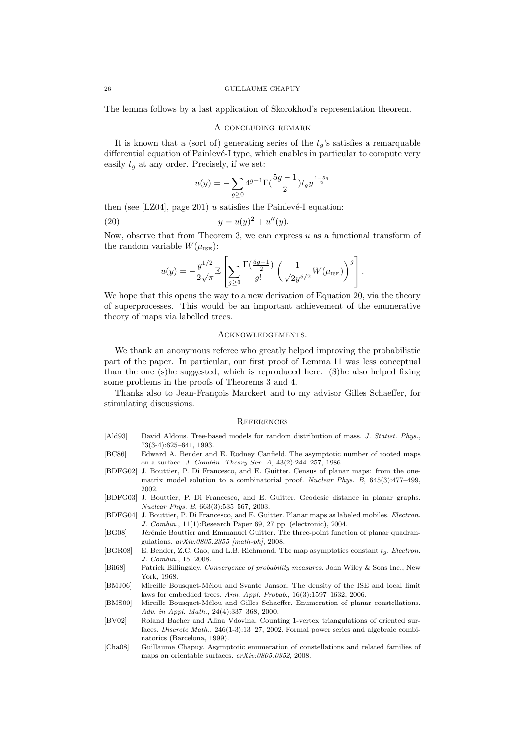The lemma follows by a last application of Skorokhod's representation theorem.

## A concluding remark

It is known that a (sort of) generating series of the $t_g$'s satisfies a remarquable differential equation of Painlevé-I type, which enables in particular to compute very easily $t_g$ at any order. Precisely, if we set:

$$u(y) = -\sum_{g\geq 0} 4^{g-1}\Gamma(\frac{5g-1}{2})t_g y^{\frac{1-5g}{2}}$$

then (see [LZ04], page 201) $u$ satisfies the Painlevé-I equation:

$$y = u(y)^2 + u''(y). \tag{20}$$

Now, observe that from Theorem 3, we can express $u$ as a functional transform of the random variable $W(\mu_{\text{ISE}})$:

$$u(y) = -\frac{y^{1/2}}{2\sqrt{\pi}}\mathbb{E}\left[\sum_{g\geq 0}\frac{\Gamma(\frac{5g-1}{2})}{g!}\left(\frac{1}{\sqrt{2}y^{5/2}}W(\mu_{\text{ISE}})\right)^g\right].$$

We hope that this opens the way to a new derivation of Equation 20, via the theory of superprocesses. This would be an important achievement of the enumerative theory of maps via labelled trees.

## Acknowledgements.

We thank an anonymous referee who greatly helped improving the probabilistic part of the paper. In particular, our first proof of Lemma 11 was less conceptual than the one (s)he suggested, which is reproduced here. (S)he also helped fixing some problems in the proofs of Theorems 3 and 4.

Thanks also to Jean-François Marckert and to my advisor Gilles Schaeffer, for stimulating discussions.

## References

[Ald93] David Aldous. Tree-based models for random distribution of mass. *J. Statist. Phys.*, 73(3-4):625–641, 1993.

[BC86] Edward A. Bender and E. Rodney Canfield. The asymptotic number of rooted maps on a surface. *J. Combin. Theory Ser. A*, 43(2):244–257, 1986.

[BDFG02] J. Bouttier, P. Di Francesco, and E. Guitter. Census of planar maps: from the one-matrix model solution to a combinatorial proof. *Nuclear Phys. B*, 645(3):477–499, 2002.

[BDFG03] J. Bouttier, P. Di Francesco, and E. Guitter. Geodesic distance in planar graphs. *Nuclear Phys. B*, 663(3):535–567, 2003.

[BDFG04] J. Bouttier, P. Di Francesco, and E. Guitter. Planar maps as labeled mobiles. *Electron. J. Combin.*, 11(1):Research Paper 69, 27 pp. (electronic), 2004.

[BG08] Jérémie Bouttier and Emmanuel Guitter. The three-point function of planar quadrangulations. *arXiv:0805.2355 [math-ph]*, 2008.

[BGR08] E. Bender, Z.C. Gao, and L.B. Richmond. The map asymptotics constant $t_g$. *Electron. J. Combin.*, 15, 2008.

[Bil68] Patrick Billingsley. *Convergence of probability measures*. John Wiley & Sons Inc., New York, 1968.

[BMJ06] Mireille Bousquet-Mélou and Svante Janson. The density of the ISE and local limit laws for embedded trees. *Ann. Appl. Probab.*, 16(3):1597–1632, 2006.

[BMS00] Mireille Bousquet-Mélou and Gilles Schaeffer. Enumeration of planar constellations. *Adv. in Appl. Math.*, 24(4):337–368, 2000.

[BV02] Roland Bacher and Alina Vdovina. Counting 1-vertex triangulations of oriented surfaces. *Discrete Math.*, 246(1-3):13–27, 2002. Formal power series and algebraic combinatorics (Barcelona, 1999).

[Cha08] Guillaume Chapuy. Asymptotic enumeration of constellations and related families of maps on orientable surfaces. *arXiv:0805.0352*, 2008.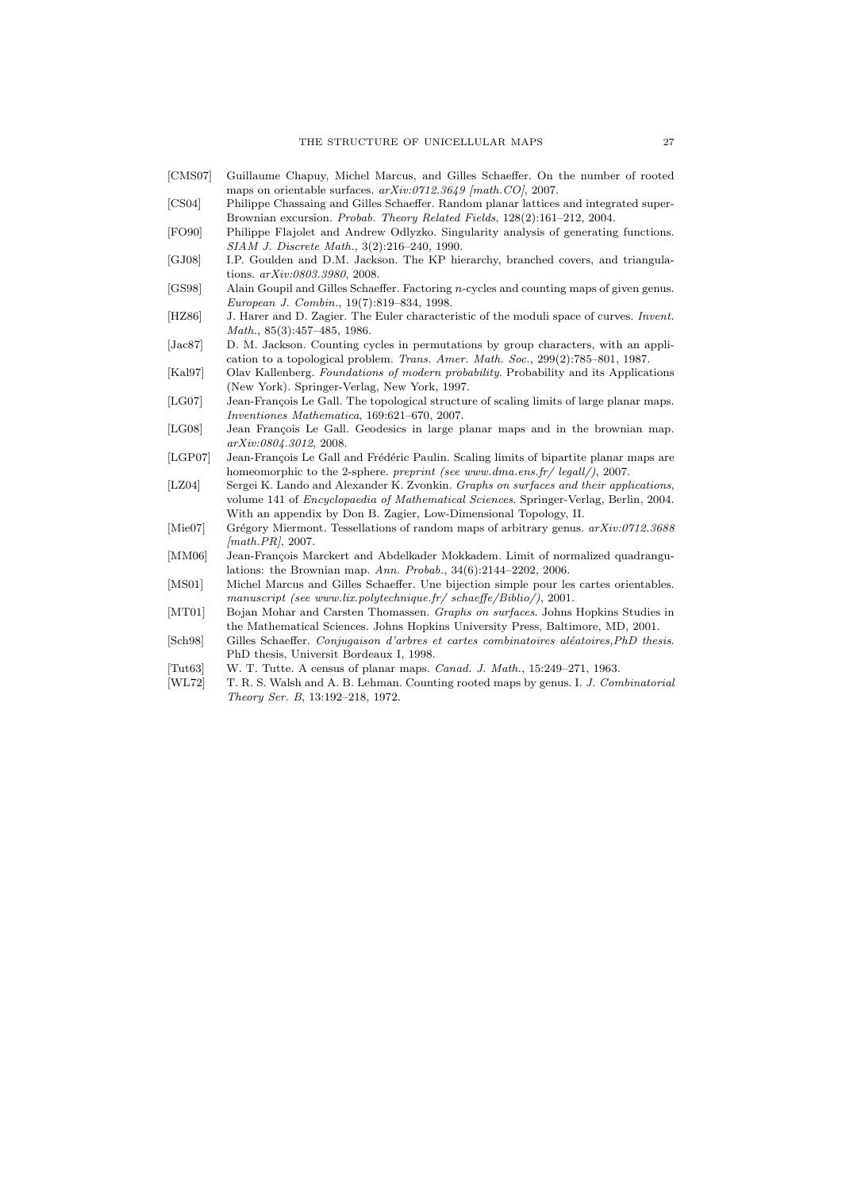[CMS07] Guillaume Chapuy, Michel Marcus, and Gilles Schaeffer. On the number of rooted maps on orientable surfaces. *arXiv:0712.3649 [math.CO]*, 2007.

[CS04] Philippe Chassaing and Gilles Schaeffer. Random planar lattices and integrated super-Brownian excursion. *Probab. Theory Related Fields*, 128(2):161–212, 2004.

[FO90] Philippe Flajolet and Andrew Odlyzko. Singularity analysis of generating functions. *SIAM J. Discrete Math.*, 3(2):216–240, 1990.

[GJ08] I.P. Goulden and D.M. Jackson. The KP hierarchy, branched covers, and triangulations. *arXiv:0803.3980*, 2008.

[GS98] Alain Goupil and Gilles Schaeffer. Factoring $n$-cycles and counting maps of given genus. *European J. Combin.*, 19(7):819–834, 1998.

[HZ86] J. Harer and D. Zagier. The Euler characteristic of the moduli space of curves. *Invent. Math.*, 85(3):457–485, 1986.

[Jac87] D. M. Jackson. Counting cycles in permutations by group characters, with an application to a topological problem. *Trans. Amer. Math. Soc.*, 299(2):785–801, 1987.

[Kal97] Olav Kallenberg. *Foundations of modern probability*. Probability and its Applications (New York). Springer-Verlag, New York, 1997.

[LG07] Jean-François Le Gall. The topological structure of scaling limits of large planar maps. *Inventiones Mathematica*, 169:621–670, 2007.

[LG08] Jean François Le Gall. Geodesics in large planar maps and in the brownian map. *arXiv:0804.3012*, 2008.

[LGP07] Jean-François Le Gall and Frédéric Paulin. Scaling limits of bipartite planar maps are homeomorphic to the 2-sphere. *preprint (see www.dma.ens.fr/ legall/)*, 2007.

[LZ04] Sergei K. Lando and Alexander K. Zvonkin. *Graphs on surfaces and their applications*, volume 141 of *Encyclopaedia of Mathematical Sciences*. Springer-Verlag, Berlin, 2004. With an appendix by Don B. Zagier, Low-Dimensional Topology, II.

[Mie07] Grégory Miermont. Tessellations of random maps of arbitrary genus. *arXiv:0712.3688 [math.PR]*, 2007.

[MM06] Jean-François Marckert and Abdelkader Mokkadem. Limit of normalized quadrangulations: the Brownian map. *Ann. Probab.*, 34(6):2144–2202, 2006.

[MS01] Michel Marcus and Gilles Schaeffer. Une bijection simple pour les cartes orientables. *manuscript (see www.lix.polytechnique.fr/ schaeffe/Biblio/)*, 2001.

[MT01] Bojan Mohar and Carsten Thomassen. *Graphs on surfaces*. Johns Hopkins Studies in the Mathematical Sciences. Johns Hopkins University Press, Baltimore, MD, 2001.

[Sch98] Gilles Schaeffer. *Conjugaison d'arbres et cartes combinatoires aléatoires,PhD thesis*. PhD thesis, Universit Bordeaux I, 1998.

[Tut63] W. T. Tutte. A census of planar maps. *Canad. J. Math.*, 15:249–271, 1963.

[WL72] T. R. S. Walsh and A. B. Lehman. Counting rooted maps by genus. I. *J. Combinatorial Theory Ser. B*, 13:192–218, 1972.